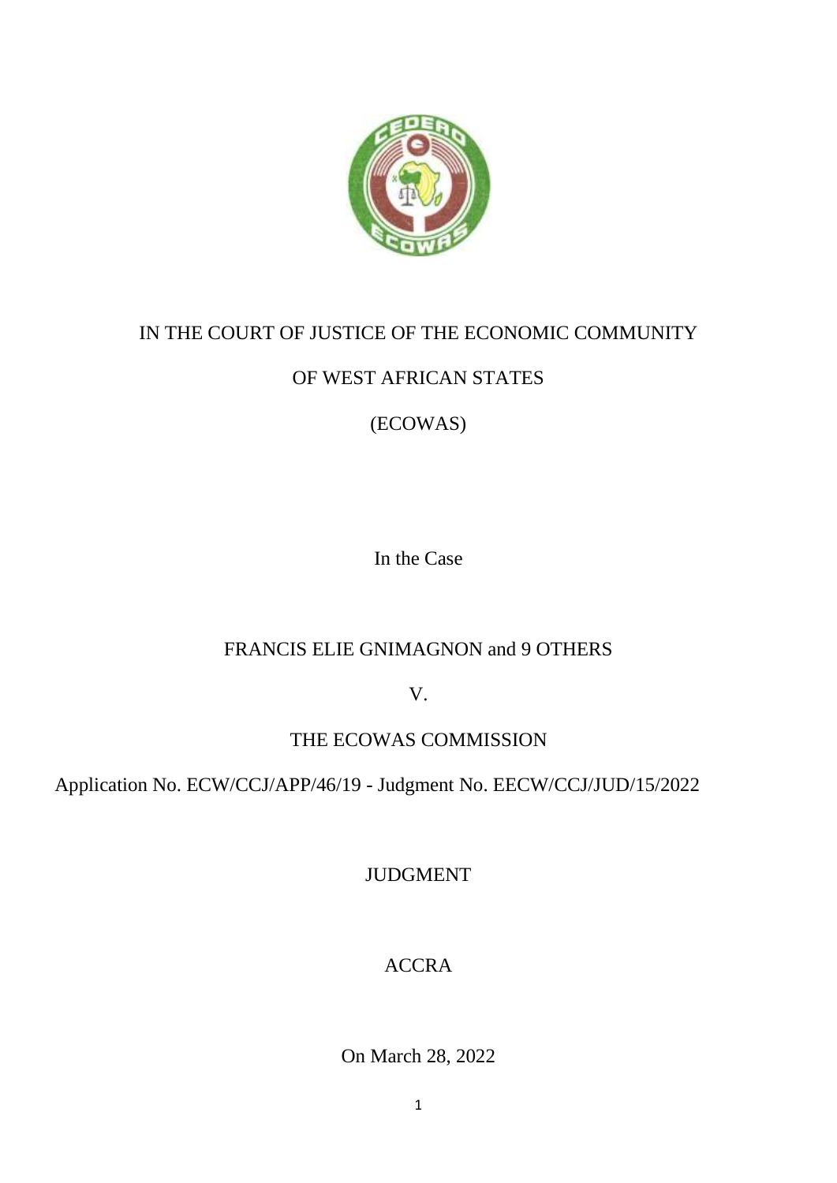IN THE COURT OF JUSTICE OF THE ECONOMIC COMMUNITY

OF WEST AFRICAN STATES

(ECOWAS)

In the Case

FRANCIS ELIE GNIMAGNON and 9 OTHERS

V.

THE ECOWAS COMMISSION

Application No. ECW/CCJ/APP/46/19 - Judgment No. EECW/CCJ/JUD/15/2022

JUDGMENT

ACCRA

On March 28, 2022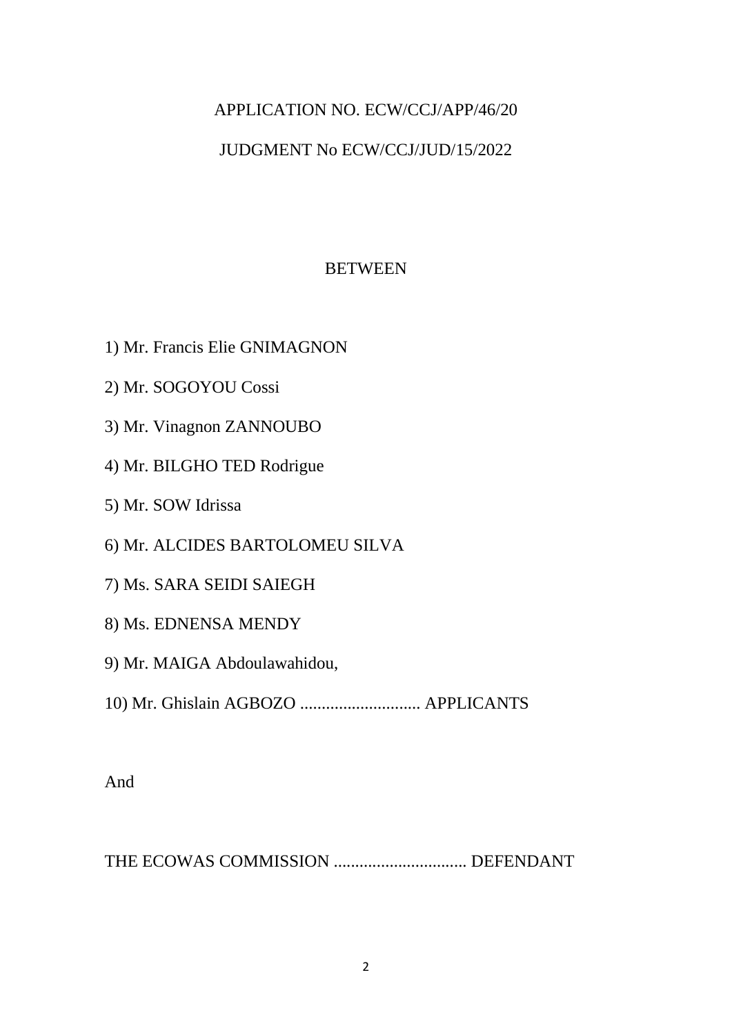APPLICATION NO. ECW/CCJ/APP/46/20

JUDGMENT No ECW/CCJ/JUD/15/2022

BETWEEN

1) Mr. Francis Elie GNIMAGNON

2) Mr. SOGOYOU Cossi

3) Mr. Vinagnon ZANNOUBO

4) Mr. BILGHO TED Rodrigue

5) Mr. SOW Idrissa

6) Mr. ALCIDES BARTOLOMEU SILVA

7) Ms. SARA SEIDI SAIEGH

8) Ms. EDNENSA MENDY

9) Mr. MAIGA Abdoulawahidou,

10) Mr. Ghislain AGBOZO ............................ APPLICANTS

And

THE ECOWAS COMMISSION ............................... DEFENDANT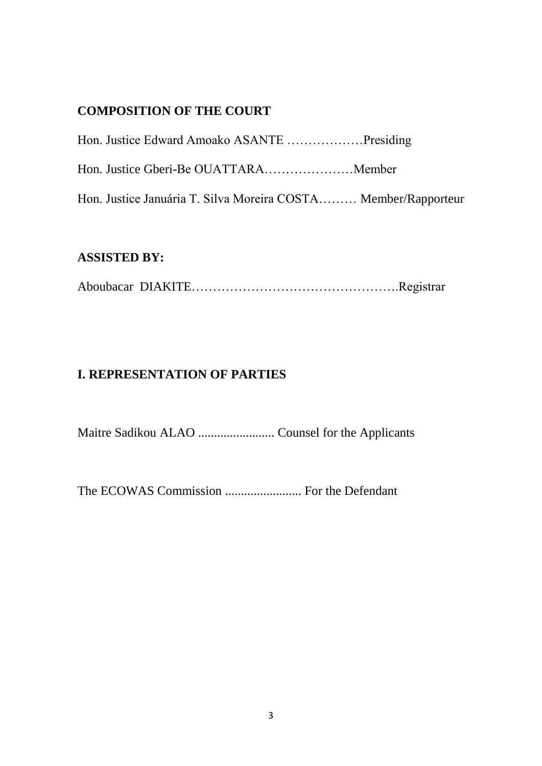**COMPOSITION OF THE COURT**

Hon. Justice Edward Amoako ASANTE ………………Presiding

Hon. Justice Gberi-Be OUATTARA…………………Member

Hon. Justice Januária T. Silva Moreira COSTA……… Member/Rapporteur

**ASSISTED BY:**

Aboubacar DIAKITE………………………………………….Registrar

**I. REPRESENTATION OF PARTIES**

Maitre Sadikou ALAO ........................ Counsel for the Applicants

The ECOWAS Commission ........................ For the Defendant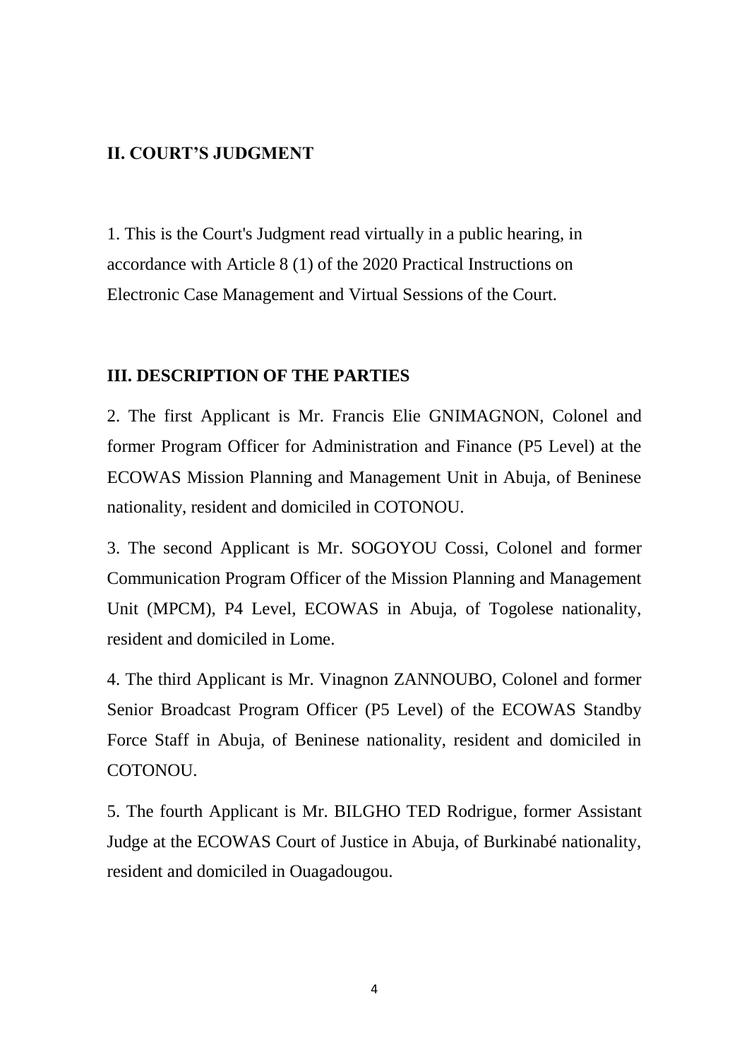## II. COURT'S JUDGMENT

1. This is the Court's Judgment read virtually in a public hearing, in accordance with Article 8 (1) of the 2020 Practical Instructions on Electronic Case Management and Virtual Sessions of the Court.

## III. DESCRIPTION OF THE PARTIES

2. The first Applicant is Mr. Francis Elie GNIMAGNON, Colonel and former Program Officer for Administration and Finance (P5 Level) at the ECOWAS Mission Planning and Management Unit in Abuja, of Beninese nationality, resident and domiciled in COTONOU.

3. The second Applicant is Mr. SOGOYOU Cossi, Colonel and former Communication Program Officer of the Mission Planning and Management Unit (MPCM), P4 Level, ECOWAS in Abuja, of Togolese nationality, resident and domiciled in Lome.

4. The third Applicant is Mr. Vinagnon ZANNOUBO, Colonel and former Senior Broadcast Program Officer (P5 Level) of the ECOWAS Standby Force Staff in Abuja, of Beninese nationality, resident and domiciled in COTONOU.

5. The fourth Applicant is Mr. BILGHO TED Rodrigue, former Assistant Judge at the ECOWAS Court of Justice in Abuja, of Burkinabé nationality, resident and domiciled in Ouagadougou.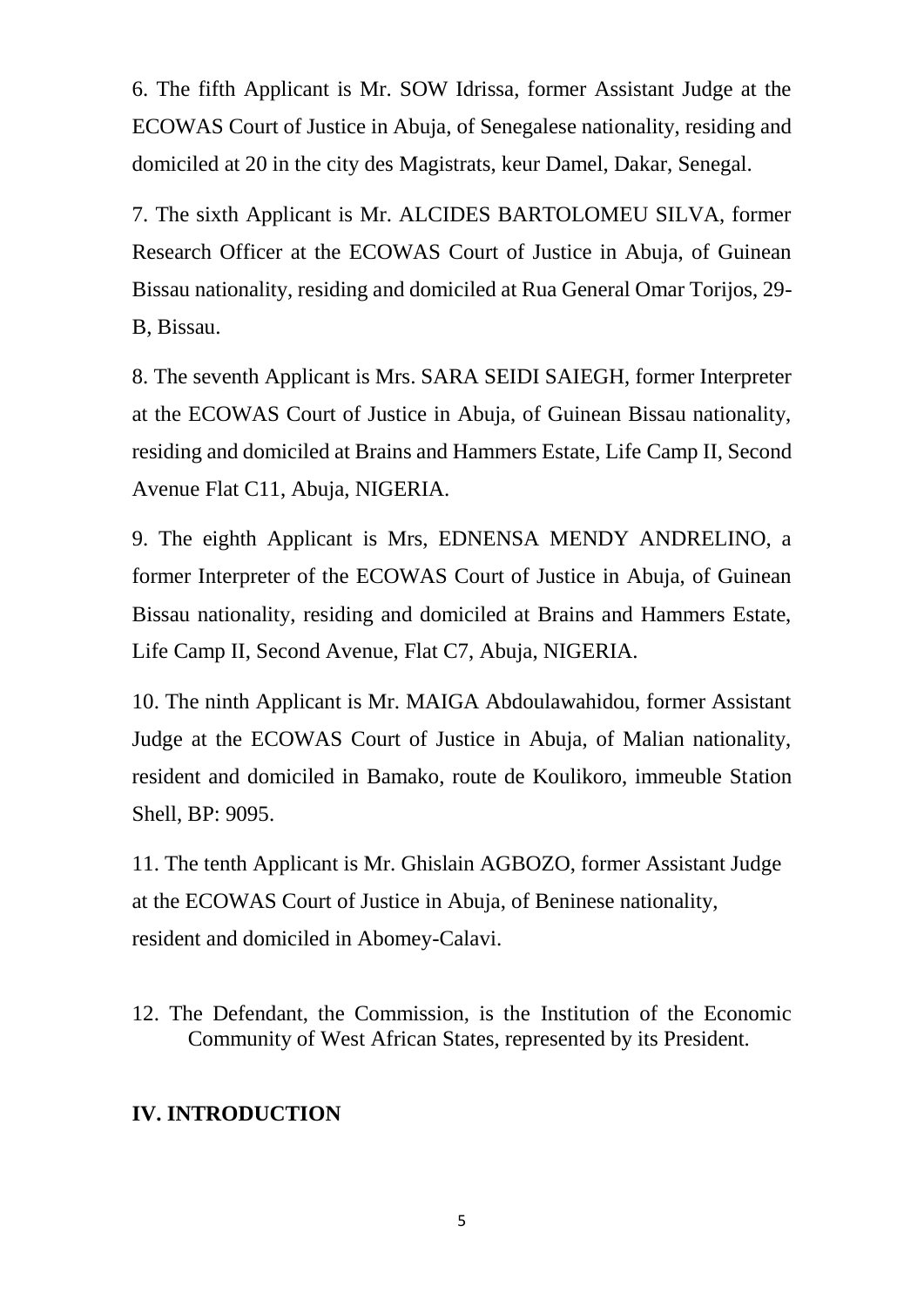6. The fifth Applicant is Mr. SOW Idrissa, former Assistant Judge at the ECOWAS Court of Justice in Abuja, of Senegalese nationality, residing and domiciled at 20 in the city des Magistrats, keur Damel, Dakar, Senegal.

7. The sixth Applicant is Mr. ALCIDES BARTOLOMEU SILVA, former Research Officer at the ECOWAS Court of Justice in Abuja, of Guinean Bissau nationality, residing and domiciled at Rua General Omar Torijos, 29-B, Bissau.

8. The seventh Applicant is Mrs. SARA SEIDI SAIEGH, former Interpreter at the ECOWAS Court of Justice in Abuja, of Guinean Bissau nationality, residing and domiciled at Brains and Hammers Estate, Life Camp II, Second Avenue Flat C11, Abuja, NIGERIA.

9. The eighth Applicant is Mrs, EDNENSA MENDY ANDRELINO, a former Interpreter of the ECOWAS Court of Justice in Abuja, of Guinean Bissau nationality, residing and domiciled at Brains and Hammers Estate, Life Camp II, Second Avenue, Flat C7, Abuja, NIGERIA.

10. The ninth Applicant is Mr. MAIGA Abdoulawahidou, former Assistant Judge at the ECOWAS Court of Justice in Abuja, of Malian nationality, resident and domiciled in Bamako, route de Koulikoro, immeuble Station Shell, BP: 9095.

11. The tenth Applicant is Mr. Ghislain AGBOZO, former Assistant Judge at the ECOWAS Court of Justice in Abuja, of Beninese nationality, resident and domiciled in Abomey-Calavi.

12. The Defendant, the Commission, is the Institution of the Economic Community of West African States, represented by its President.

## IV. INTRODUCTION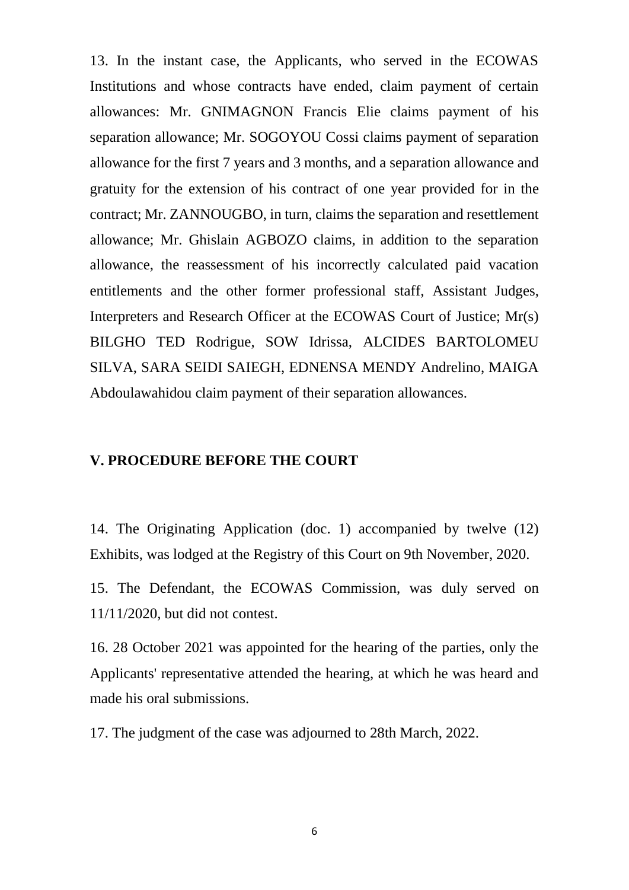13. In the instant case, the Applicants, who served in the ECOWAS Institutions and whose contracts have ended, claim payment of certain allowances: Mr. GNIMAGNON Francis Elie claims payment of his separation allowance; Mr. SOGOYOU Cossi claims payment of separation allowance for the first 7 years and 3 months, and a separation allowance and gratuity for the extension of his contract of one year provided for in the contract; Mr. ZANNOUGBO, in turn, claims the separation and resettlement allowance; Mr. Ghislain AGBOZO claims, in addition to the separation allowance, the reassessment of his incorrectly calculated paid vacation entitlements and the other former professional staff, Assistant Judges, Interpreters and Research Officer at the ECOWAS Court of Justice; Mr(s) BILGHO TED Rodrigue, SOW Idrissa, ALCIDES BARTOLOMEU SILVA, SARA SEIDI SAIEGH, EDNENSA MENDY Andrelino, MAIGA Abdoulawahidou claim payment of their separation allowances.

## V. PROCEDURE BEFORE THE COURT

14. The Originating Application (doc. 1) accompanied by twelve (12) Exhibits, was lodged at the Registry of this Court on 9th November, 2020.

15. The Defendant, the ECOWAS Commission, was duly served on 11/11/2020, but did not contest.

16. 28 October 2021 was appointed for the hearing of the parties, only the Applicants' representative attended the hearing, at which he was heard and made his oral submissions.

17. The judgment of the case was adjourned to 28th March, 2022.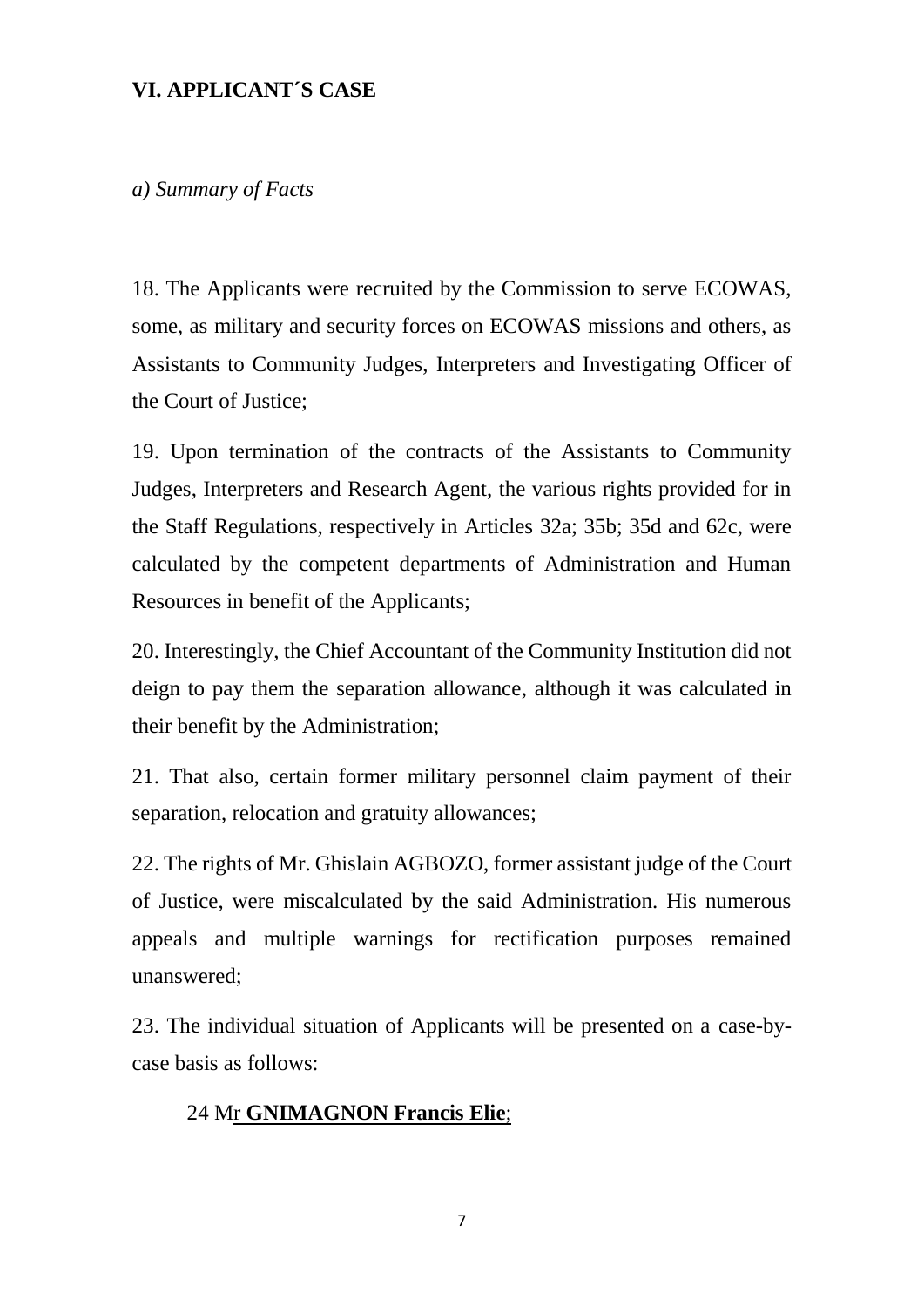## VI. APPLICANT´S CASE

*a) Summary of Facts*

18. The Applicants were recruited by the Commission to serve ECOWAS, some, as military and security forces on ECOWAS missions and others, as Assistants to Community Judges, Interpreters and Investigating Officer of the Court of Justice;

19. Upon termination of the contracts of the Assistants to Community Judges, Interpreters and Research Agent, the various rights provided for in the Staff Regulations, respectively in Articles 32a; 35b; 35d and 62c, were calculated by the competent departments of Administration and Human Resources in benefit of the Applicants;

20. Interestingly, the Chief Accountant of the Community Institution did not deign to pay them the separation allowance, although it was calculated in their benefit by the Administration;

21. That also, certain former military personnel claim payment of their separation, relocation and gratuity allowances;

22. The rights of Mr. Ghislain AGBOZO, former assistant judge of the Court of Justice, were miscalculated by the said Administration. His numerous appeals and multiple warnings for rectification purposes remained unanswered;

23. The individual situation of Applicants will be presented on a case-by-case basis as follows:

24 Mr **GNIMAGNON Francis Elie**;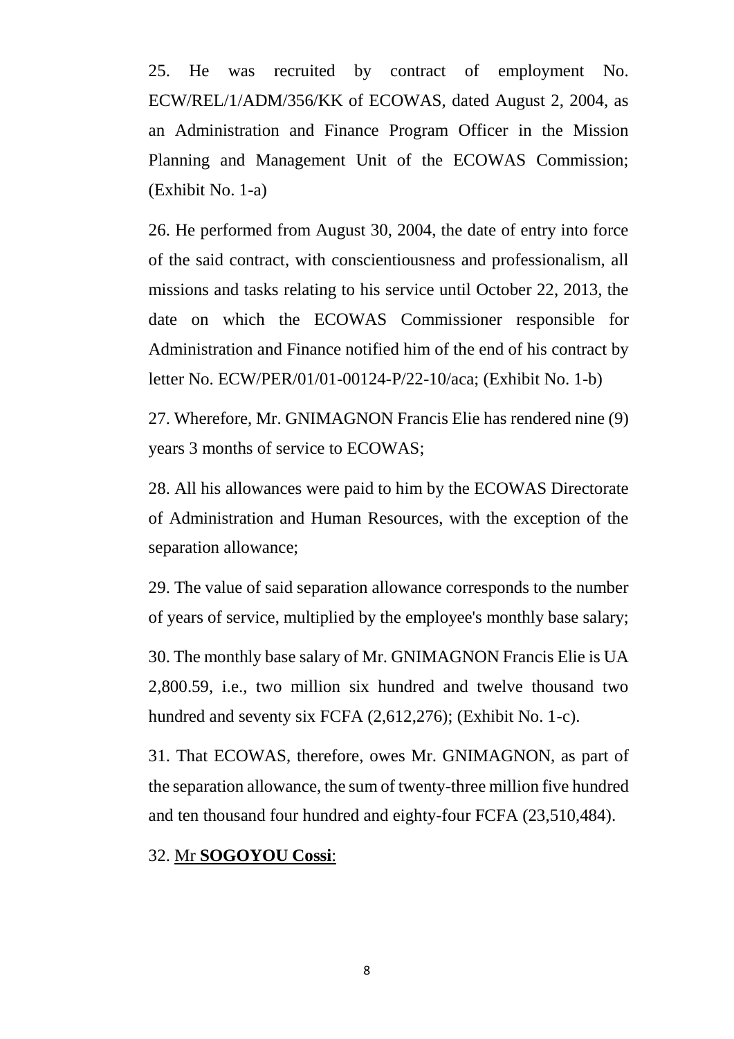25. He was recruited by contract of employment No. ECW/REL/1/ADM/356/KK of ECOWAS, dated August 2, 2004, as an Administration and Finance Program Officer in the Mission Planning and Management Unit of the ECOWAS Commission; (Exhibit No. 1-a)

26. He performed from August 30, 2004, the date of entry into force of the said contract, with conscientiousness and professionalism, all missions and tasks relating to his service until October 22, 2013, the date on which the ECOWAS Commissioner responsible for Administration and Finance notified him of the end of his contract by letter No. ECW/PER/01/01-00124-P/22-10/aca; (Exhibit No. 1-b)

27. Wherefore, Mr. GNIMAGNON Francis Elie has rendered nine (9) years 3 months of service to ECOWAS;

28. All his allowances were paid to him by the ECOWAS Directorate of Administration and Human Resources, with the exception of the separation allowance;

29. The value of said separation allowance corresponds to the number of years of service, multiplied by the employee's monthly base salary;

30. The monthly base salary of Mr. GNIMAGNON Francis Elie is UA 2,800.59, i.e., two million six hundred and twelve thousand two hundred and seventy six FCFA (2,612,276); (Exhibit No. 1-c).

31. That ECOWAS, therefore, owes Mr. GNIMAGNON, as part of the separation allowance, the sum of twenty-three million five hundred and ten thousand four hundred and eighty-four FCFA (23,510,484).

32. <u>Mr **SOGOYOU Cossi**</u>: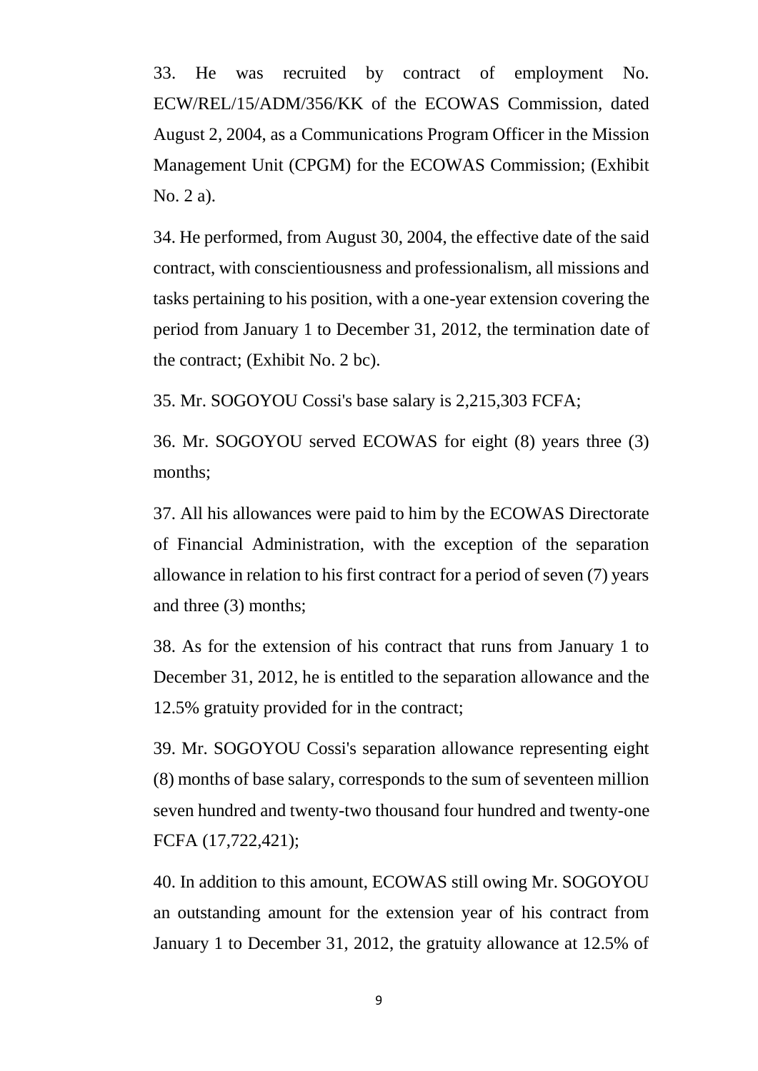33. He was recruited by contract of employment No. ECW/REL/15/ADM/356/KK of the ECOWAS Commission, dated August 2, 2004, as a Communications Program Officer in the Mission Management Unit (CPGM) for the ECOWAS Commission; (Exhibit No. 2 a).

34. He performed, from August 30, 2004, the effective date of the said contract, with conscientiousness and professionalism, all missions and tasks pertaining to his position, with a one-year extension covering the period from January 1 to December 31, 2012, the termination date of the contract; (Exhibit No. 2 bc).

35. Mr. SOGOYOU Cossi's base salary is 2,215,303 FCFA;

36. Mr. SOGOYOU served ECOWAS for eight (8) years three (3) months;

37. All his allowances were paid to him by the ECOWAS Directorate of Financial Administration, with the exception of the separation allowance in relation to his first contract for a period of seven (7) years and three (3) months;

38. As for the extension of his contract that runs from January 1 to December 31, 2012, he is entitled to the separation allowance and the 12.5% gratuity provided for in the contract;

39. Mr. SOGOYOU Cossi's separation allowance representing eight (8) months of base salary, corresponds to the sum of seventeen million seven hundred and twenty-two thousand four hundred and twenty-one FCFA (17,722,421);

40. In addition to this amount, ECOWAS still owing Mr. SOGOYOU an outstanding amount for the extension year of his contract from January 1 to December 31, 2012, the gratuity allowance at 12.5% of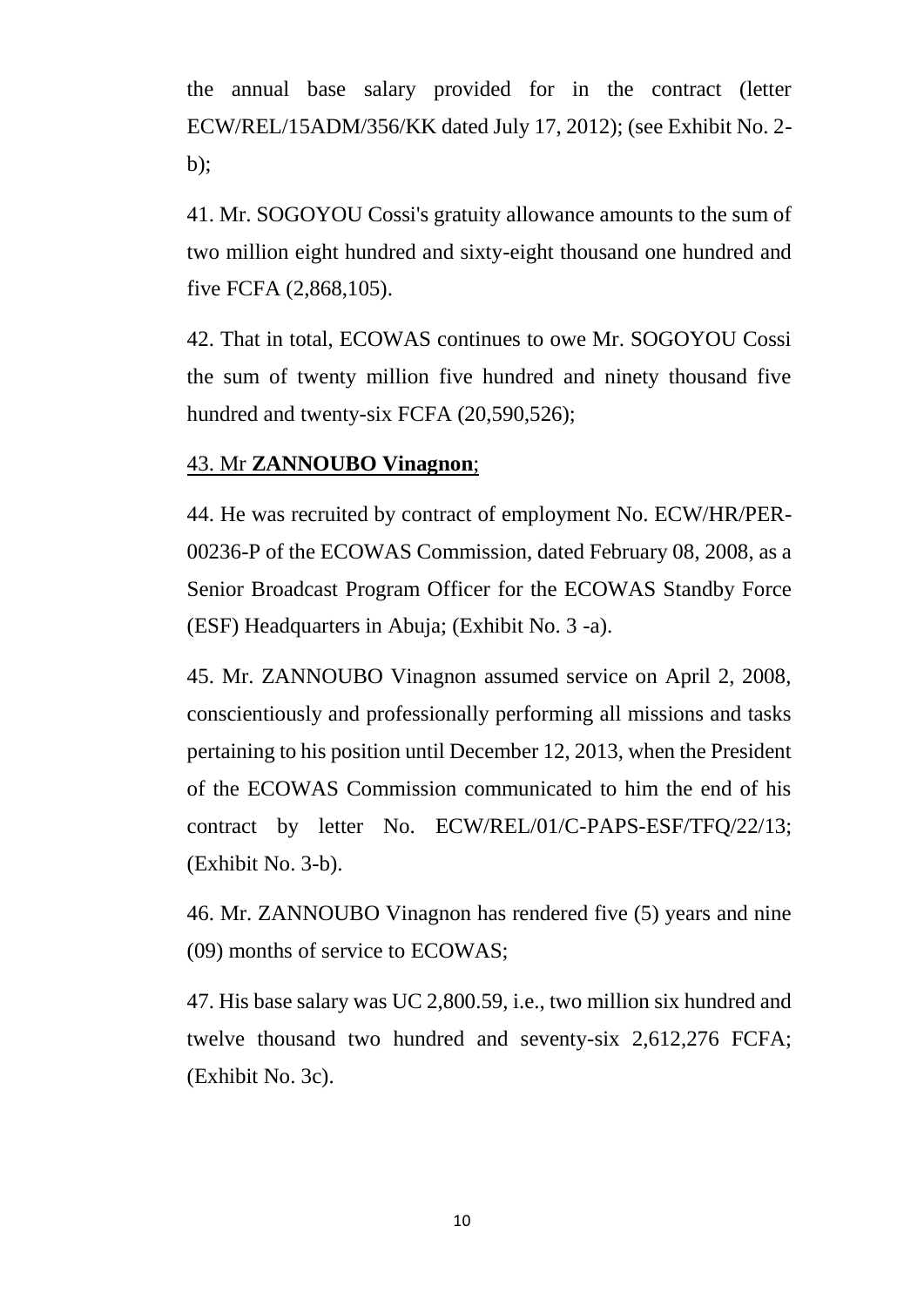the annual base salary provided for in the contract (letter ECW/REL/15ADM/356/KK dated July 17, 2012); (see Exhibit No. 2-b);

41. Mr. SOGOYOU Cossi's gratuity allowance amounts to the sum of two million eight hundred and sixty-eight thousand one hundred and five FCFA (2,868,105).

42. That in total, ECOWAS continues to owe Mr. SOGOYOU Cossi the sum of twenty million five hundred and ninety thousand five hundred and twenty-six FCFA (20,590,526);

<u>43. Mr **ZANNOUBO Vinagnon**;</u>

44. He was recruited by contract of employment No. ECW/HR/PER-00236-P of the ECOWAS Commission, dated February 08, 2008, as a Senior Broadcast Program Officer for the ECOWAS Standby Force (ESF) Headquarters in Abuja; (Exhibit No. 3 -a).

45. Mr. ZANNOUBO Vinagnon assumed service on April 2, 2008, conscientiously and professionally performing all missions and tasks pertaining to his position until December 12, 2013, when the President of the ECOWAS Commission communicated to him the end of his contract by letter No. ECW/REL/01/C-PAPS-ESF/TFQ/22/13; (Exhibit No. 3-b).

46. Mr. ZANNOUBO Vinagnon has rendered five (5) years and nine (09) months of service to ECOWAS;

47. His base salary was UC 2,800.59, i.e., two million six hundred and twelve thousand two hundred and seventy-six 2,612,276 FCFA; (Exhibit No. 3c).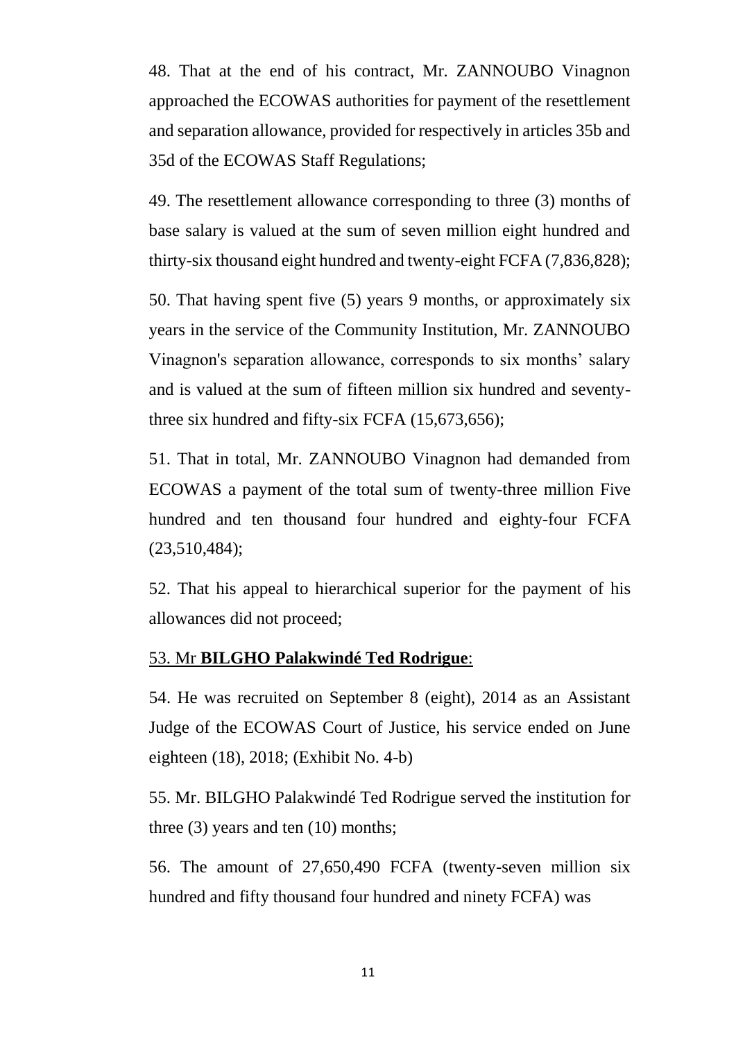48. That at the end of his contract, Mr. ZANNOUBO Vinagnon approached the ECOWAS authorities for payment of the resettlement and separation allowance, provided for respectively in articles 35b and 35d of the ECOWAS Staff Regulations;

49. The resettlement allowance corresponding to three (3) months of base salary is valued at the sum of seven million eight hundred and thirty-six thousand eight hundred and twenty-eight FCFA (7,836,828);

50. That having spent five (5) years 9 months, or approximately six years in the service of the Community Institution, Mr. ZANNOUBO Vinagnon's separation allowance, corresponds to six months' salary and is valued at the sum of fifteen million six hundred and seventy-three six hundred and fifty-six FCFA (15,673,656);

51. That in total, Mr. ZANNOUBO Vinagnon had demanded from ECOWAS a payment of the total sum of twenty-three million Five hundred and ten thousand four hundred and eighty-four FCFA (23,510,484);

52. That his appeal to hierarchical superior for the payment of his allowances did not proceed;

<u>53. Mr **BILGHO Palakwindé Ted Rodrigue**:</u>

54. He was recruited on September 8 (eight), 2014 as an Assistant Judge of the ECOWAS Court of Justice, his service ended on June eighteen (18), 2018; (Exhibit No. 4-b)

55. Mr. BILGHO Palakwindé Ted Rodrigue served the institution for three (3) years and ten (10) months;

56. The amount of 27,650,490 FCFA (twenty-seven million six hundred and fifty thousand four hundred and ninety FCFA) was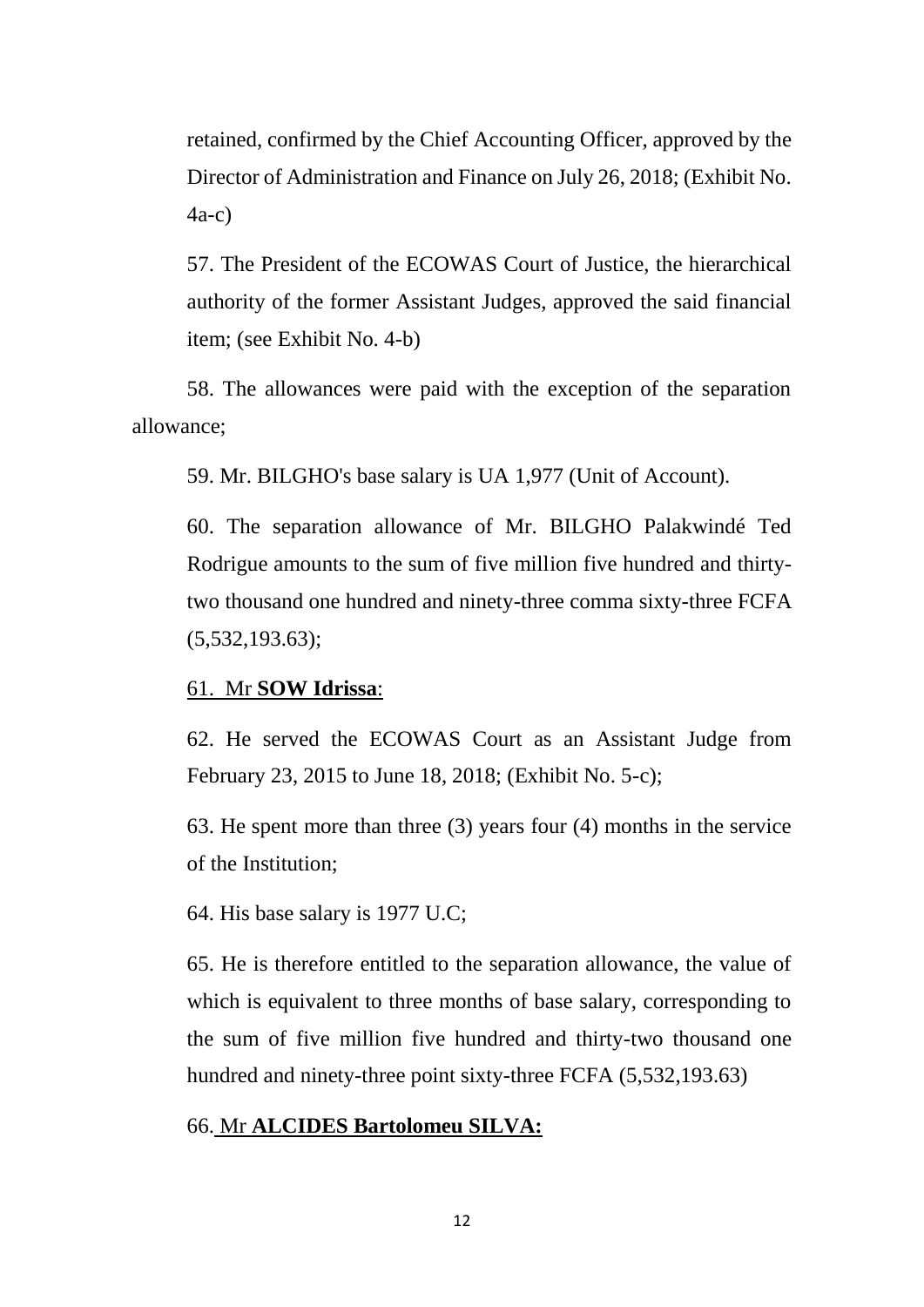retained, confirmed by the Chief Accounting Officer, approved by the Director of Administration and Finance on July 26, 2018; (Exhibit No. 4a-c)

57. The President of the ECOWAS Court of Justice, the hierarchical authority of the former Assistant Judges, approved the said financial item; (see Exhibit No. 4-b)

58. The allowances were paid with the exception of the separation allowance;

59. Mr. BILGHO's base salary is UA 1,977 (Unit of Account).

60. The separation allowance of Mr. BILGHO Palakwindé Ted Rodrigue amounts to the sum of five million five hundred and thirty-two thousand one hundred and ninety-three comma sixty-three FCFA (5,532,193.63);

61. Mr **SOW Idrissa**:

62. He served the ECOWAS Court as an Assistant Judge from February 23, 2015 to June 18, 2018; (Exhibit No. 5-c);

63. He spent more than three (3) years four (4) months in the service of the Institution;

64. His base salary is 1977 U.C;

65. He is therefore entitled to the separation allowance, the value of which is equivalent to three months of base salary, corresponding to the sum of five million five hundred and thirty-two thousand one hundred and ninety-three point sixty-three FCFA (5,532,193.63)

66. Mr **ALCIDES Bartolomeu SILVA:**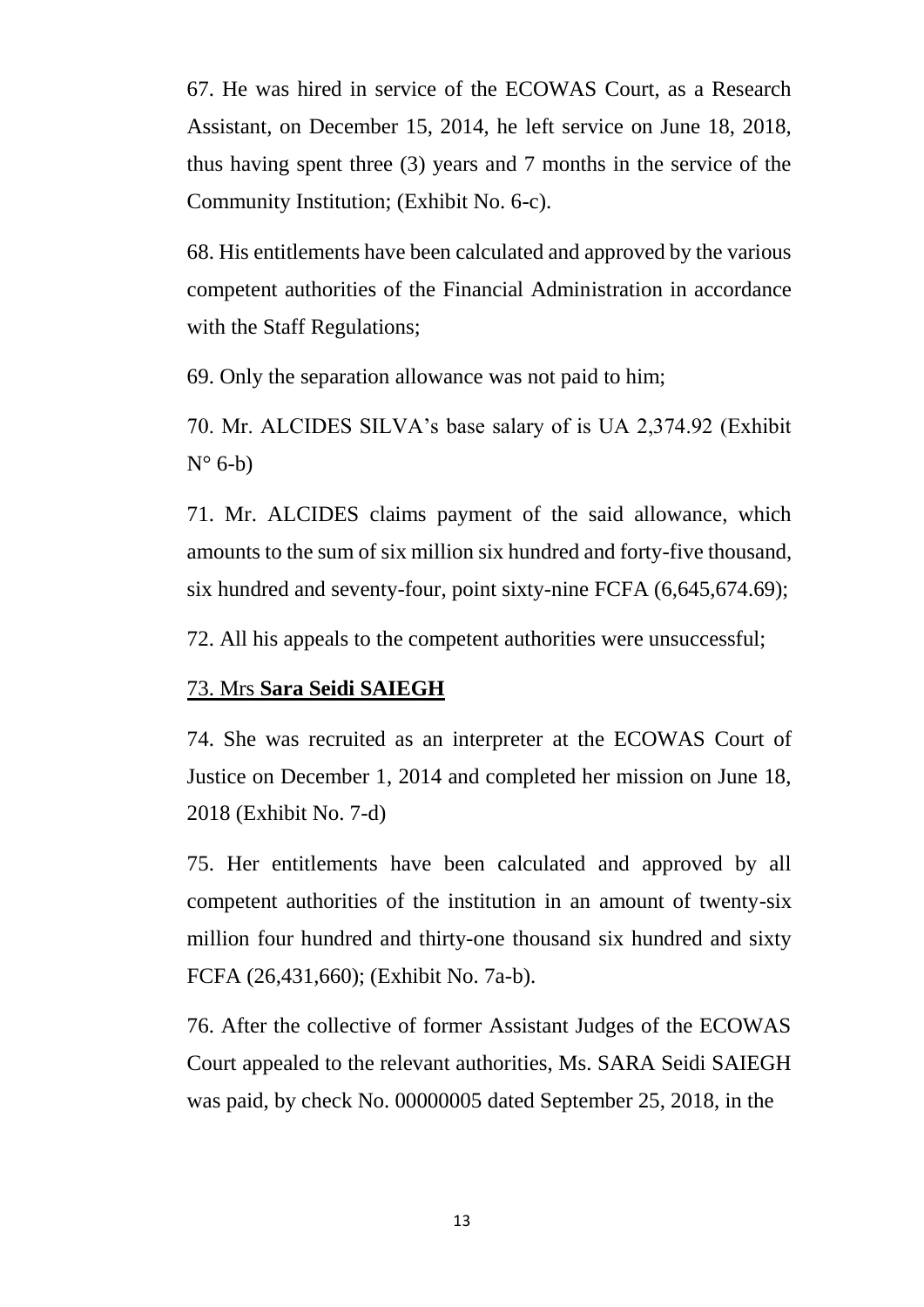67. He was hired in service of the ECOWAS Court, as a Research Assistant, on December 15, 2014, he left service on June 18, 2018, thus having spent three (3) years and 7 months in the service of the Community Institution; (Exhibit No. 6-c).

68. His entitlements have been calculated and approved by the various competent authorities of the Financial Administration in accordance with the Staff Regulations;

69. Only the separation allowance was not paid to him;

70. Mr. ALCIDES SILVA's base salary of is UA 2,374.92 (Exhibit N° 6-b)

71. Mr. ALCIDES claims payment of the said allowance, which amounts to the sum of six million six hundred and forty-five thousand, six hundred and seventy-four, point sixty-nine FCFA (6,645,674.69);

72. All his appeals to the competent authorities were unsuccessful;

73. Mrs **Sara Seidi SAIEGH**

74. She was recruited as an interpreter at the ECOWAS Court of Justice on December 1, 2014 and completed her mission on June 18, 2018 (Exhibit No. 7-d)

75. Her entitlements have been calculated and approved by all competent authorities of the institution in an amount of twenty-six million four hundred and thirty-one thousand six hundred and sixty FCFA (26,431,660); (Exhibit No. 7a-b).

76. After the collective of former Assistant Judges of the ECOWAS Court appealed to the relevant authorities, Ms. SARA Seidi SAIEGH was paid, by check No. 00000005 dated September 25, 2018, in the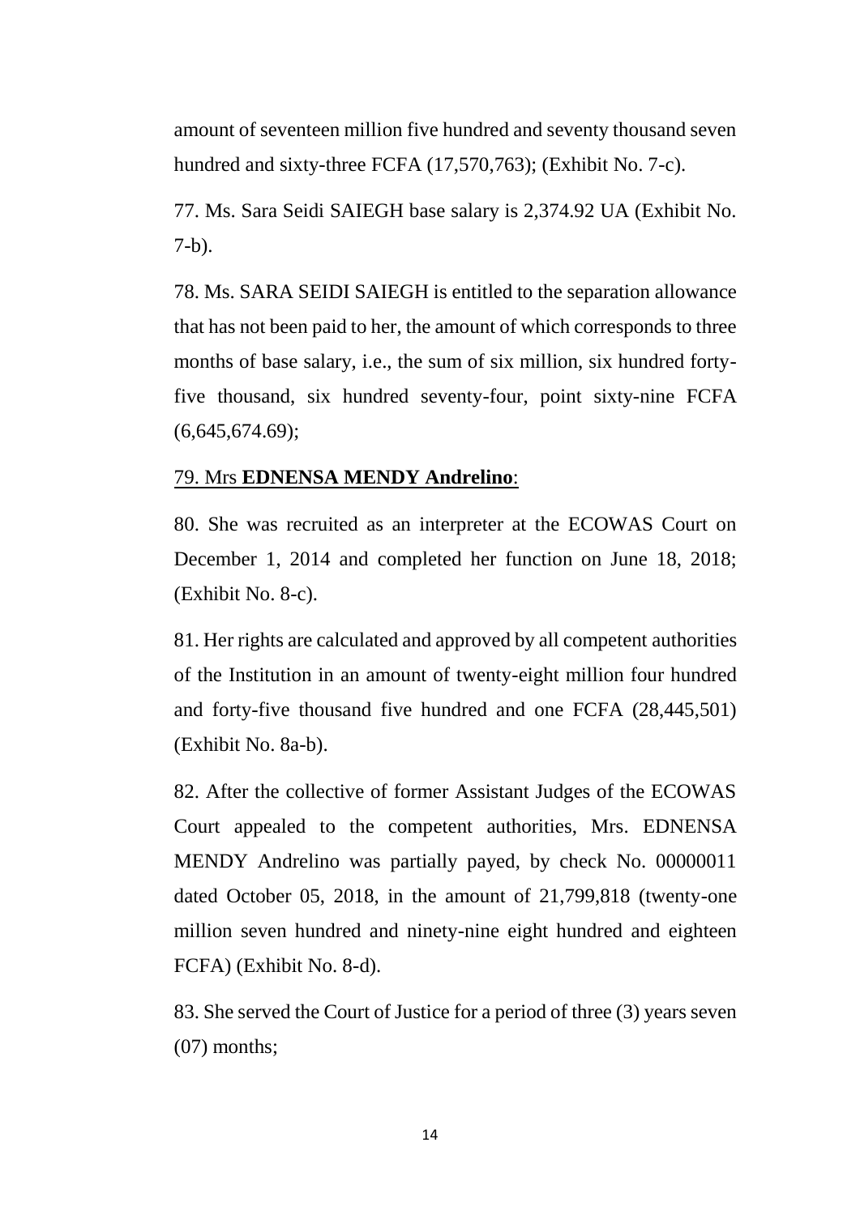amount of seventeen million five hundred and seventy thousand seven hundred and sixty-three FCFA (17,570,763); (Exhibit No. 7-c).

77. Ms. Sara Seidi SAIEGH base salary is 2,374.92 UA (Exhibit No. 7-b).

78. Ms. SARA SEIDI SAIEGH is entitled to the separation allowance that has not been paid to her, the amount of which corresponds to three months of base salary, i.e., the sum of six million, six hundred forty-five thousand, six hundred seventy-four, point sixty-nine FCFA (6,645,674.69);

79. Mrs **EDNENSA MENDY Andrelino**:

80. She was recruited as an interpreter at the ECOWAS Court on December 1, 2014 and completed her function on June 18, 2018; (Exhibit No. 8-c).

81. Her rights are calculated and approved by all competent authorities of the Institution in an amount of twenty-eight million four hundred and forty-five thousand five hundred and one FCFA (28,445,501) (Exhibit No. 8a-b).

82. After the collective of former Assistant Judges of the ECOWAS Court appealed to the competent authorities, Mrs. EDNENSA MENDY Andrelino was partially payed, by check No. 00000011 dated October 05, 2018, in the amount of 21,799,818 (twenty-one million seven hundred and ninety-nine eight hundred and eighteen FCFA) (Exhibit No. 8-d).

83. She served the Court of Justice for a period of three (3) years seven (07) months;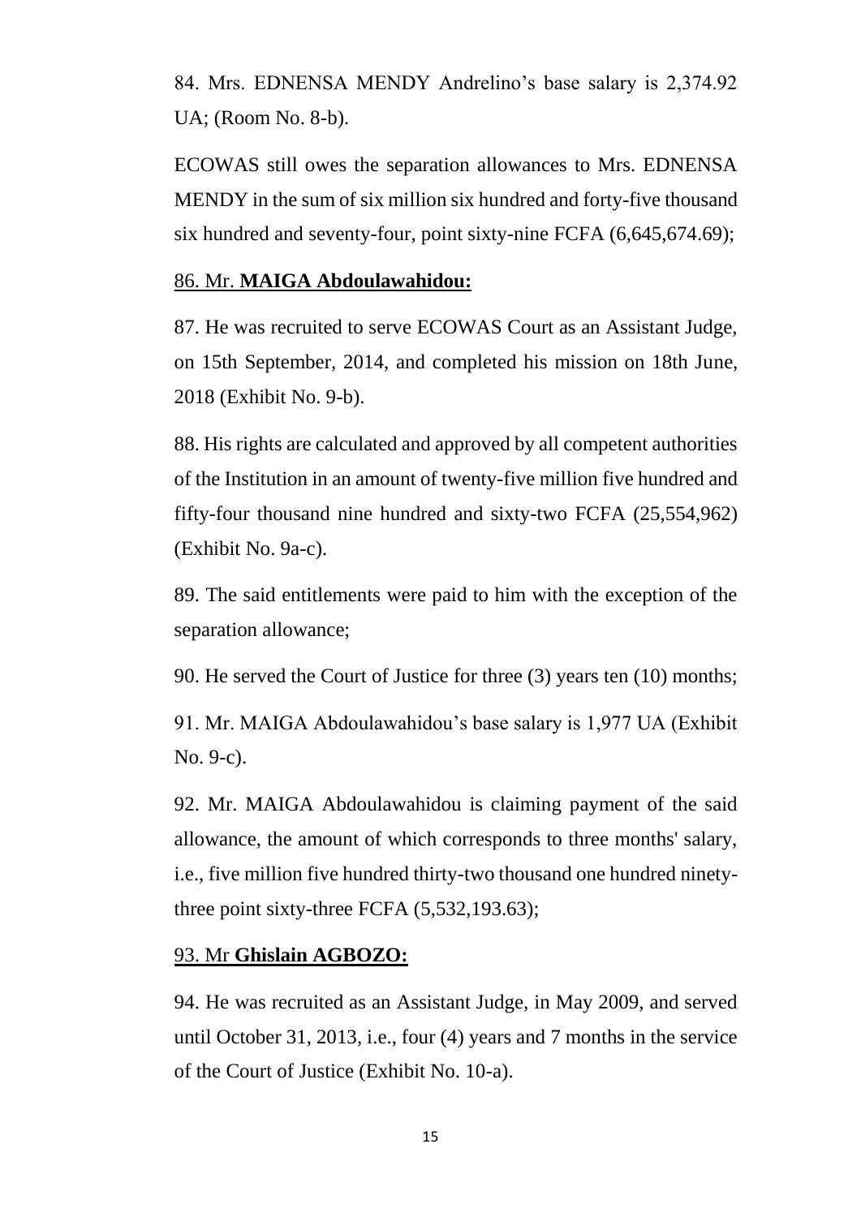84. Mrs. EDNENSA MENDY Andrelino's base salary is 2,374.92 UA; (Room No. 8-b).

ECOWAS still owes the separation allowances to Mrs. EDNENSA MENDY in the sum of six million six hundred and forty-five thousand six hundred and seventy-four, point sixty-nine FCFA (6,645,674.69);

86. Mr. **MAIGA Abdoulawahidou:**

87. He was recruited to serve ECOWAS Court as an Assistant Judge, on 15th September, 2014, and completed his mission on 18th June, 2018 (Exhibit No. 9-b).

88. His rights are calculated and approved by all competent authorities of the Institution in an amount of twenty-five million five hundred and fifty-four thousand nine hundred and sixty-two FCFA (25,554,962) (Exhibit No. 9a-c).

89. The said entitlements were paid to him with the exception of the separation allowance;

90. He served the Court of Justice for three (3) years ten (10) months;

91. Mr. MAIGA Abdoulawahidou's base salary is 1,977 UA (Exhibit No. 9-c).

92. Mr. MAIGA Abdoulawahidou is claiming payment of the said allowance, the amount of which corresponds to three months' salary, i.e., five million five hundred thirty-two thousand one hundred ninety-three point sixty-three FCFA (5,532,193.63);

93. Mr **Ghislain AGBOZO:**

94. He was recruited as an Assistant Judge, in May 2009, and served until October 31, 2013, i.e., four (4) years and 7 months in the service of the Court of Justice (Exhibit No. 10-a).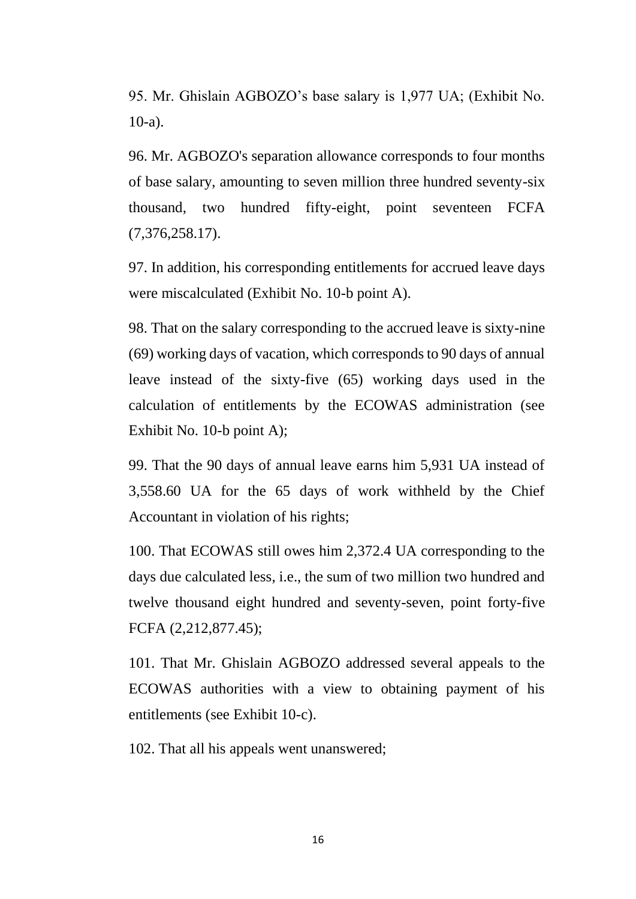95. Mr. Ghislain AGBOZO’s base salary is 1,977 UA; (Exhibit No. 10-a).

96. Mr. AGBOZO's separation allowance corresponds to four months of base salary, amounting to seven million three hundred seventy-six thousand, two hundred fifty-eight, point seventeen FCFA (7,376,258.17).

97. In addition, his corresponding entitlements for accrued leave days were miscalculated (Exhibit No. 10-b point A).

98. That on the salary corresponding to the accrued leave is sixty-nine (69) working days of vacation, which corresponds to 90 days of annual leave instead of the sixty-five (65) working days used in the calculation of entitlements by the ECOWAS administration (see Exhibit No. 10-b point A);

99. That the 90 days of annual leave earns him 5,931 UA instead of 3,558.60 UA for the 65 days of work withheld by the Chief Accountant in violation of his rights;

100. That ECOWAS still owes him 2,372.4 UA corresponding to the days due calculated less, i.e., the sum of two million two hundred and twelve thousand eight hundred and seventy-seven, point forty-five FCFA (2,212,877.45);

101. That Mr. Ghislain AGBOZO addressed several appeals to the ECOWAS authorities with a view to obtaining payment of his entitlements (see Exhibit 10-c).

102. That all his appeals went unanswered;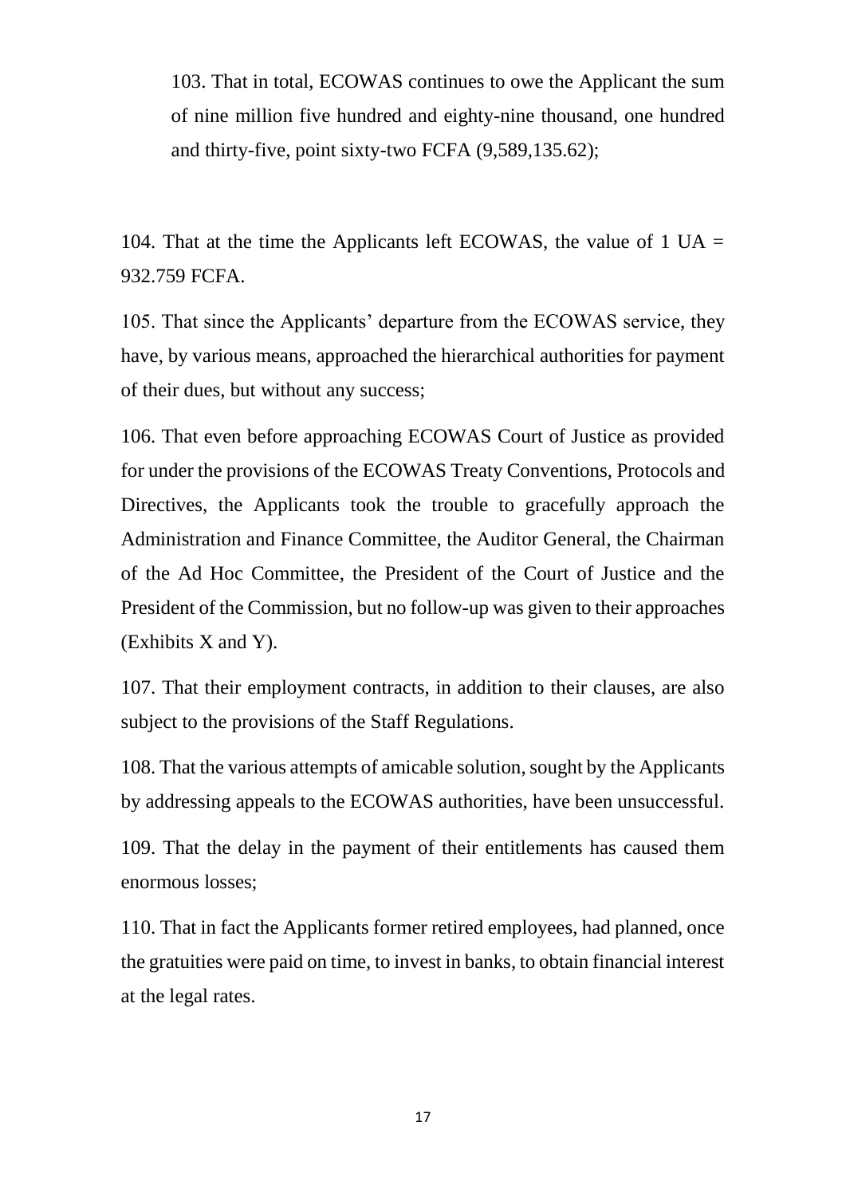103. That in total, ECOWAS continues to owe the Applicant the sum of nine million five hundred and eighty-nine thousand, one hundred and thirty-five, point sixty-two FCFA (9,589,135.62);

104. That at the time the Applicants left ECOWAS, the value of 1 UA = 932.759 FCFA.

105. That since the Applicants' departure from the ECOWAS service, they have, by various means, approached the hierarchical authorities for payment of their dues, but without any success;

106. That even before approaching ECOWAS Court of Justice as provided for under the provisions of the ECOWAS Treaty Conventions, Protocols and Directives, the Applicants took the trouble to gracefully approach the Administration and Finance Committee, the Auditor General, the Chairman of the Ad Hoc Committee, the President of the Court of Justice and the President of the Commission, but no follow-up was given to their approaches (Exhibits X and Y).

107. That their employment contracts, in addition to their clauses, are also subject to the provisions of the Staff Regulations.

108. That the various attempts of amicable solution, sought by the Applicants by addressing appeals to the ECOWAS authorities, have been unsuccessful.

109. That the delay in the payment of their entitlements has caused them enormous losses;

110. That in fact the Applicants former retired employees, had planned, once the gratuities were paid on time, to invest in banks, to obtain financial interest at the legal rates.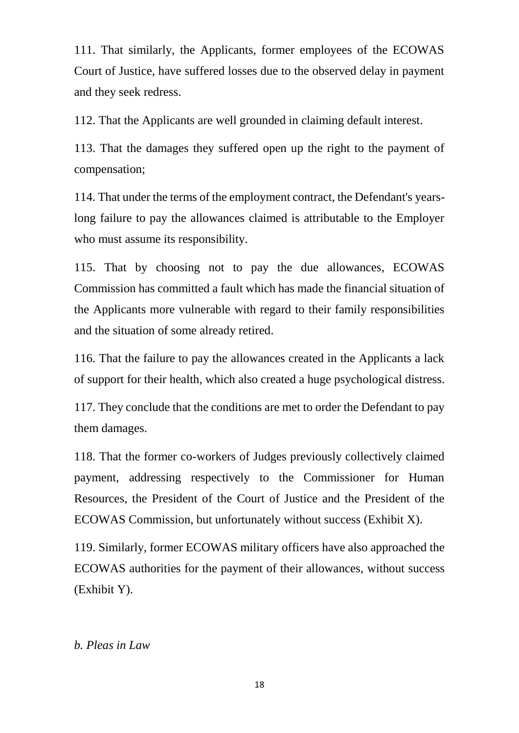111. That similarly, the Applicants, former employees of the ECOWAS Court of Justice, have suffered losses due to the observed delay in payment and they seek redress.

112. That the Applicants are well grounded in claiming default interest.

113. That the damages they suffered open up the right to the payment of compensation;

114. That under the terms of the employment contract, the Defendant's years-long failure to pay the allowances claimed is attributable to the Employer who must assume its responsibility.

115. That by choosing not to pay the due allowances, ECOWAS Commission has committed a fault which has made the financial situation of the Applicants more vulnerable with regard to their family responsibilities and the situation of some already retired.

116. That the failure to pay the allowances created in the Applicants a lack of support for their health, which also created a huge psychological distress.

117. They conclude that the conditions are met to order the Defendant to pay them damages.

118. That the former co-workers of Judges previously collectively claimed payment, addressing respectively to the Commissioner for Human Resources, the President of the Court of Justice and the President of the ECOWAS Commission, but unfortunately without success (Exhibit X).

119. Similarly, former ECOWAS military officers have also approached the ECOWAS authorities for the payment of their allowances, without success (Exhibit Y).

*b. Pleas in Law*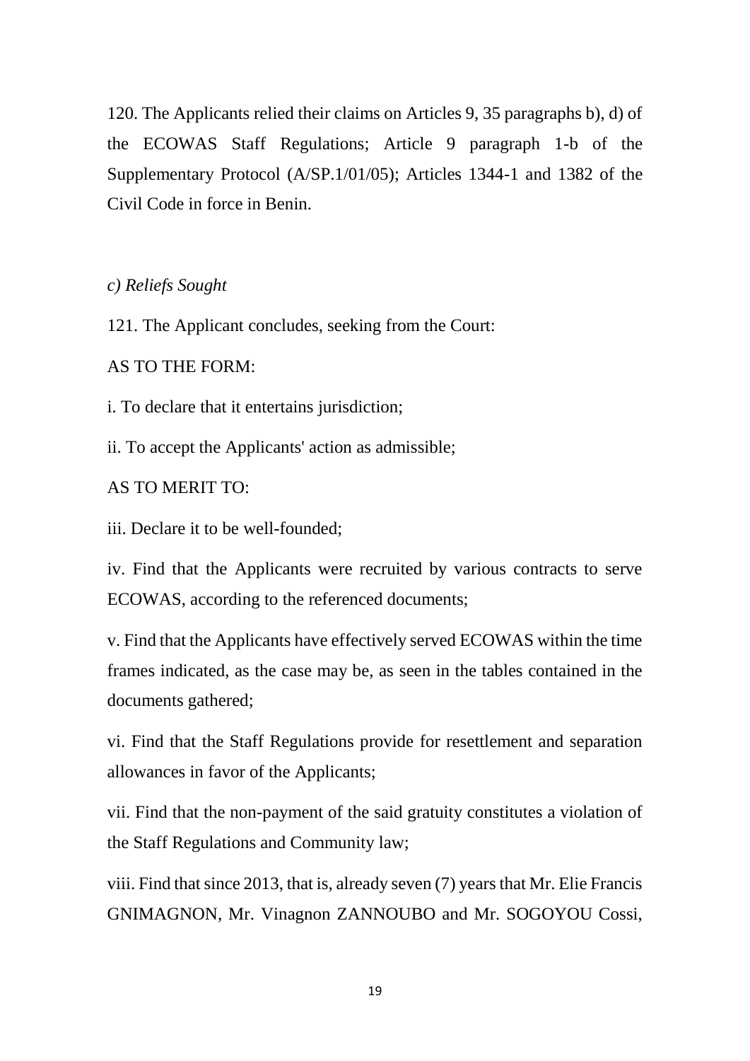120. The Applicants relied their claims on Articles 9, 35 paragraphs b), d) of the ECOWAS Staff Regulations; Article 9 paragraph 1-b of the Supplementary Protocol (A/SP.1/01/05); Articles 1344-1 and 1382 of the Civil Code in force in Benin.

*c) Reliefs Sought*

121. The Applicant concludes, seeking from the Court:

AS TO THE FORM:

i. To declare that it entertains jurisdiction;

ii. To accept the Applicants' action as admissible;

AS TO MERIT TO:

iii. Declare it to be well-founded;

iv. Find that the Applicants were recruited by various contracts to serve ECOWAS, according to the referenced documents;

v. Find that the Applicants have effectively served ECOWAS within the time frames indicated, as the case may be, as seen in the tables contained in the documents gathered;

vi. Find that the Staff Regulations provide for resettlement and separation allowances in favor of the Applicants;

vii. Find that the non-payment of the said gratuity constitutes a violation of the Staff Regulations and Community law;

viii. Find that since 2013, that is, already seven (7) years that Mr. Elie Francis GNIMAGNON, Mr. Vinagnon ZANNOUBO and Mr. SOGOYOU Cossi,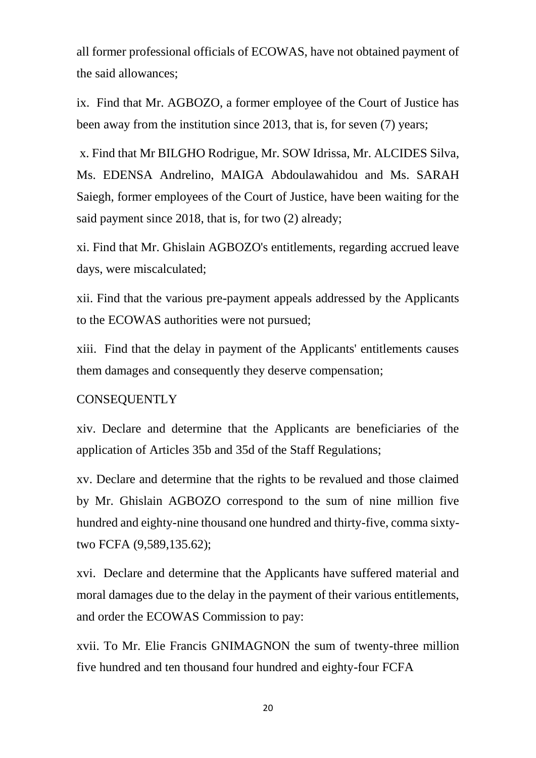all former professional officials of ECOWAS, have not obtained payment of the said allowances;

ix. Find that Mr. AGBOZO, a former employee of the Court of Justice has been away from the institution since 2013, that is, for seven (7) years;

x. Find that Mr BILGHO Rodrigue, Mr. SOW Idrissa, Mr. ALCIDES Silva, Ms. EDENSA Andrelino, MAIGA Abdoulawahidou and Ms. SARAH Saiegh, former employees of the Court of Justice, have been waiting for the said payment since 2018, that is, for two (2) already;

xi. Find that Mr. Ghislain AGBOZO's entitlements, regarding accrued leave days, were miscalculated;

xii. Find that the various pre-payment appeals addressed by the Applicants to the ECOWAS authorities were not pursued;

xiii. Find that the delay in payment of the Applicants' entitlements causes them damages and consequently they deserve compensation;

CONSEQUENTLY

xiv. Declare and determine that the Applicants are beneficiaries of the application of Articles 35b and 35d of the Staff Regulations;

xv. Declare and determine that the rights to be revalued and those claimed by Mr. Ghislain AGBOZO correspond to the sum of nine million five hundred and eighty-nine thousand one hundred and thirty-five, comma sixty-two FCFA (9,589,135.62);

xvi. Declare and determine that the Applicants have suffered material and moral damages due to the delay in the payment of their various entitlements, and order the ECOWAS Commission to pay:

xvii. To Mr. Elie Francis GNIMAGNON the sum of twenty-three million five hundred and ten thousand four hundred and eighty-four FCFA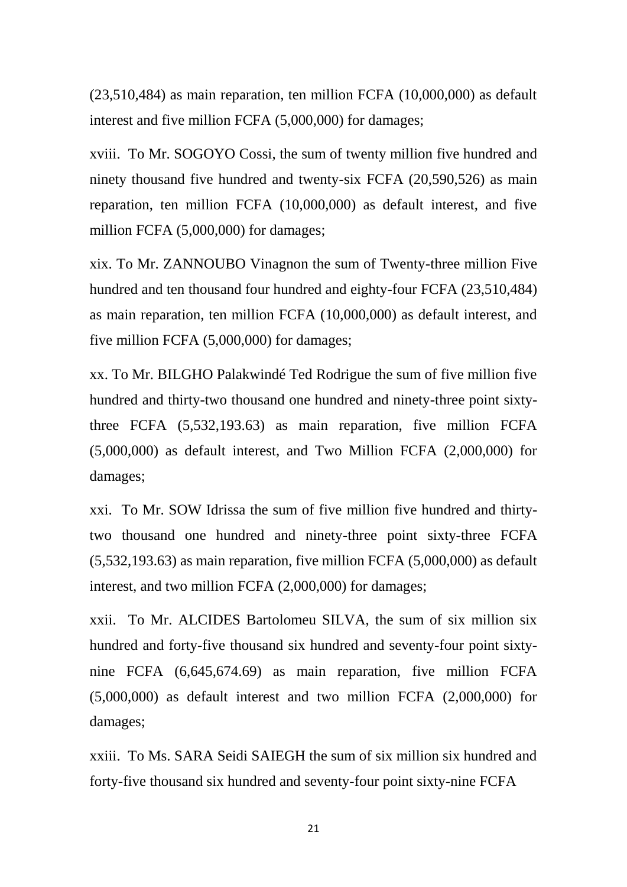(23,510,484) as main reparation, ten million FCFA (10,000,000) as default interest and five million FCFA (5,000,000) for damages;

xviii. To Mr. SOGOYO Cossi, the sum of twenty million five hundred and ninety thousand five hundred and twenty-six FCFA (20,590,526) as main reparation, ten million FCFA (10,000,000) as default interest, and five million FCFA (5,000,000) for damages;

xix. To Mr. ZANNOUBO Vinagnon the sum of Twenty-three million Five hundred and ten thousand four hundred and eighty-four FCFA (23,510,484) as main reparation, ten million FCFA (10,000,000) as default interest, and five million FCFA (5,000,000) for damages;

xx. To Mr. BILGHO Palakwindé Ted Rodrigue the sum of five million five hundred and thirty-two thousand one hundred and ninety-three point sixty-three FCFA (5,532,193.63) as main reparation, five million FCFA (5,000,000) as default interest, and Two Million FCFA (2,000,000) for damages;

xxi. To Mr. SOW Idrissa the sum of five million five hundred and thirty-two thousand one hundred and ninety-three point sixty-three FCFA (5,532,193.63) as main reparation, five million FCFA (5,000,000) as default interest, and two million FCFA (2,000,000) for damages;

xxii. To Mr. ALCIDES Bartolomeu SILVA, the sum of six million six hundred and forty-five thousand six hundred and seventy-four point sixty-nine FCFA (6,645,674.69) as main reparation, five million FCFA (5,000,000) as default interest and two million FCFA (2,000,000) for damages;

xxiii. To Ms. SARA Seidi SAIEGH the sum of six million six hundred and forty-five thousand six hundred and seventy-four point sixty-nine FCFA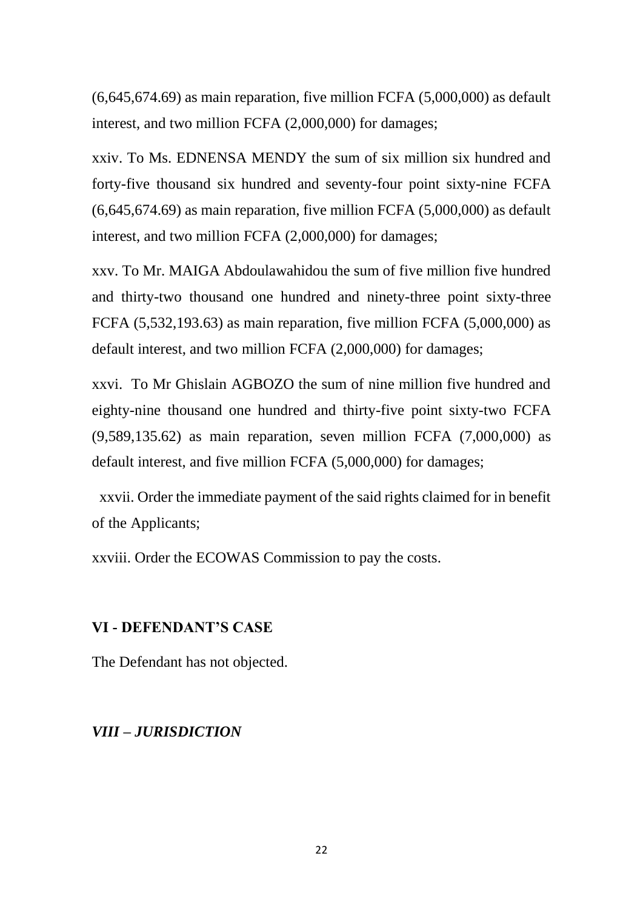(6,645,674.69) as main reparation, five million FCFA (5,000,000) as default interest, and two million FCFA (2,000,000) for damages;

xxiv. To Ms. EDNENSA MENDY the sum of six million six hundred and forty-five thousand six hundred and seventy-four point sixty-nine FCFA (6,645,674.69) as main reparation, five million FCFA (5,000,000) as default interest, and two million FCFA (2,000,000) for damages;

xxv. To Mr. MAIGA Abdoulawahidou the sum of five million five hundred and thirty-two thousand one hundred and ninety-three point sixty-three FCFA (5,532,193.63) as main reparation, five million FCFA (5,000,000) as default interest, and two million FCFA (2,000,000) for damages;

xxvi. To Mr Ghislain AGBOZO the sum of nine million five hundred and eighty-nine thousand one hundred and thirty-five point sixty-two FCFA (9,589,135.62) as main reparation, seven million FCFA (7,000,000) as default interest, and five million FCFA (5,000,000) for damages;

xxvii. Order the immediate payment of the said rights claimed for in benefit of the Applicants;

xxviii. Order the ECOWAS Commission to pay the costs.

## VI - DEFENDANT'S CASE

The Defendant has not objected.

## *VIII – JURISDICTION*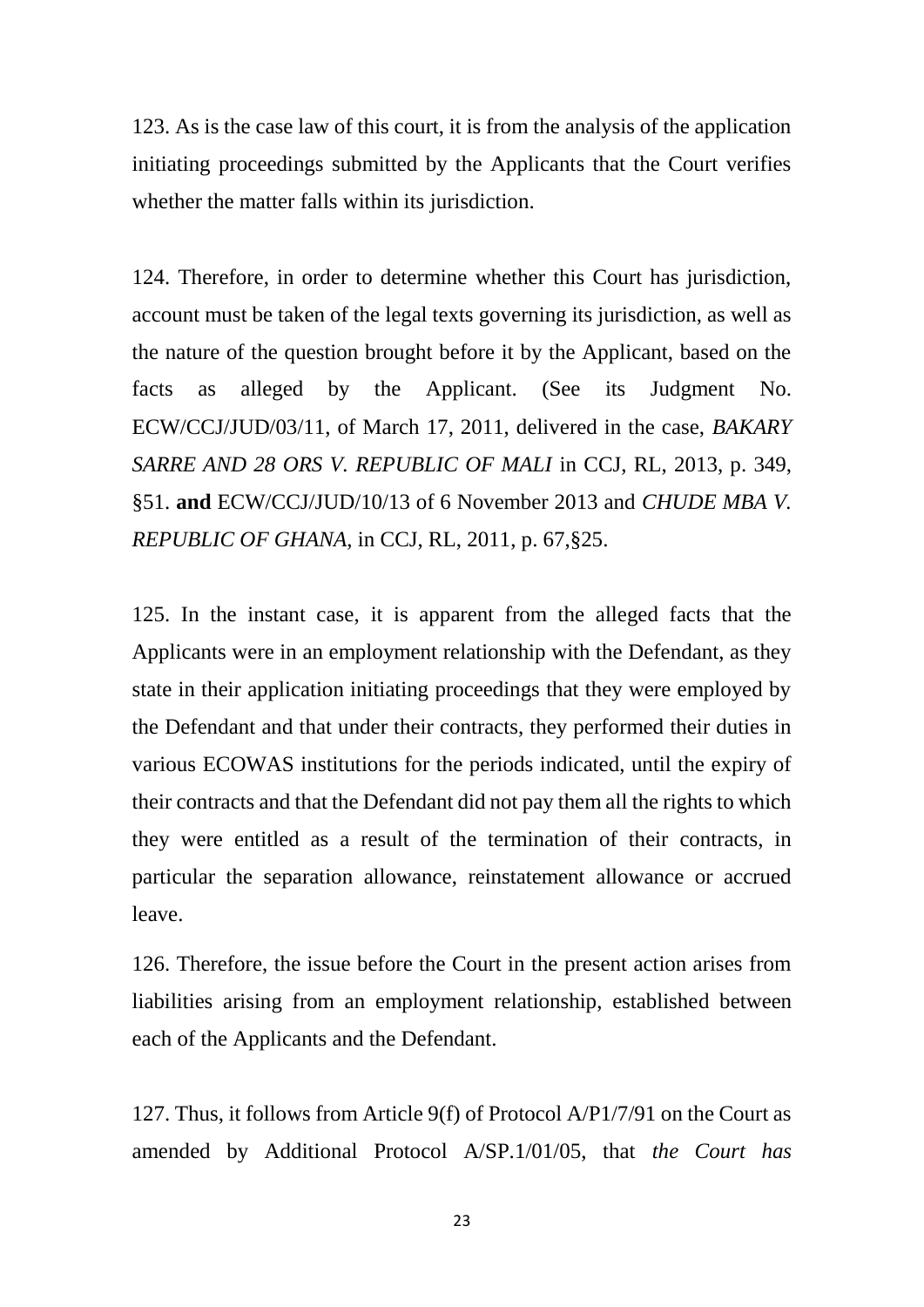123. As is the case law of this court, it is from the analysis of the application initiating proceedings submitted by the Applicants that the Court verifies whether the matter falls within its jurisdiction.

124. Therefore, in order to determine whether this Court has jurisdiction, account must be taken of the legal texts governing its jurisdiction, as well as the nature of the question brought before it by the Applicant, based on the facts as alleged by the Applicant. (See its Judgment No. ECW/CCJ/JUD/03/11, of March 17, 2011, delivered in the case, *BAKARY SARRE AND 28 ORS V. REPUBLIC OF MALI* in CCJ, RL, 2013, p. 349, §51. **and** ECW/CCJ/JUD/10/13 of 6 November 2013 and *CHUDE MBA V. REPUBLIC OF GHANA*, in CCJ, RL, 2011, p. 67,§25.

125. In the instant case, it is apparent from the alleged facts that the Applicants were in an employment relationship with the Defendant, as they state in their application initiating proceedings that they were employed by the Defendant and that under their contracts, they performed their duties in various ECOWAS institutions for the periods indicated, until the expiry of their contracts and that the Defendant did not pay them all the rights to which they were entitled as a result of the termination of their contracts, in particular the separation allowance, reinstatement allowance or accrued leave.

126. Therefore, the issue before the Court in the present action arises from liabilities arising from an employment relationship, established between each of the Applicants and the Defendant.

127. Thus, it follows from Article 9(f) of Protocol A/P1/7/91 on the Court as amended by Additional Protocol A/SP.1/01/05, that *the Court has*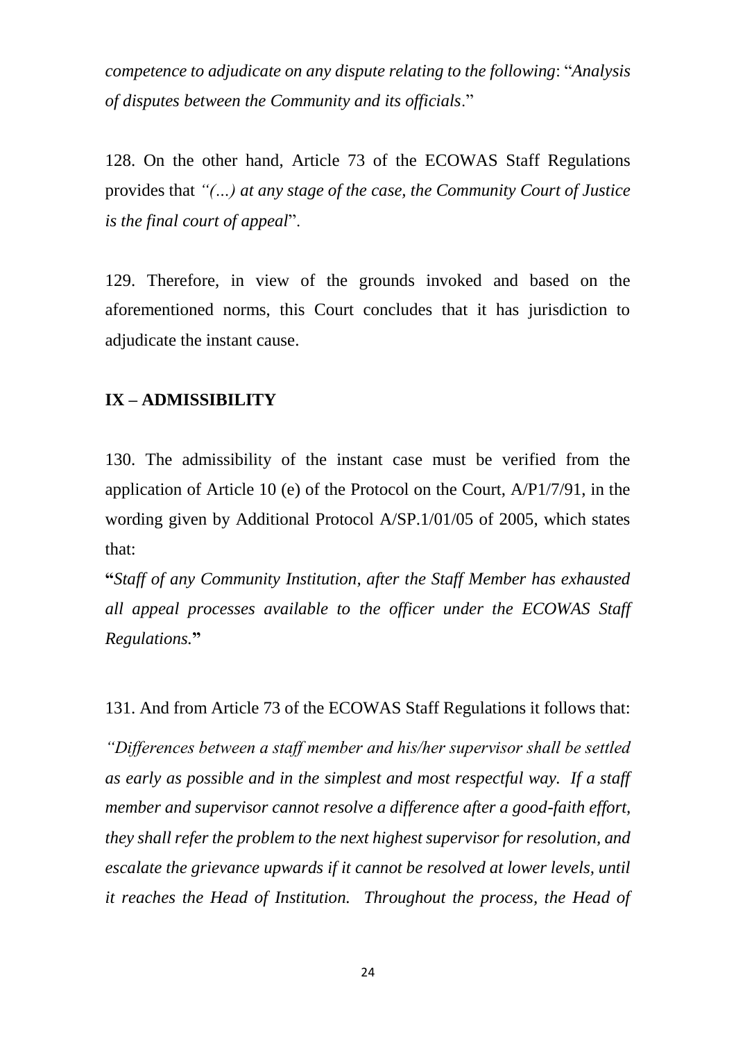*competence to adjudicate on any dispute relating to the following*: "*Analysis of disputes between the Community and its officials*."

128. On the other hand, Article 73 of the ECOWAS Staff Regulations provides that *"(…) at any stage of the case, the Community Court of Justice is the final court of appeal*".

129. Therefore, in view of the grounds invoked and based on the aforementioned norms, this Court concludes that it has jurisdiction to adjudicate the instant cause.

## IX – ADMISSIBILITY

130. The admissibility of the instant case must be verified from the application of Article 10 (e) of the Protocol on the Court, A/P1/7/91, in the wording given by Additional Protocol A/SP.1/01/05 of 2005, which states that:

**"***Staff of any Community Institution, after the Staff Member has exhausted all appeal processes available to the officer under the ECOWAS Staff Regulations.***"**

131. And from Article 73 of the ECOWAS Staff Regulations it follows that:

*"Differences between a staff member and his/her supervisor shall be settled as early as possible and in the simplest and most respectful way. If a staff member and supervisor cannot resolve a difference after a good-faith effort, they shall refer the problem to the next highest supervisor for resolution, and escalate the grievance upwards if it cannot be resolved at lower levels, until it reaches the Head of Institution. Throughout the process, the Head of*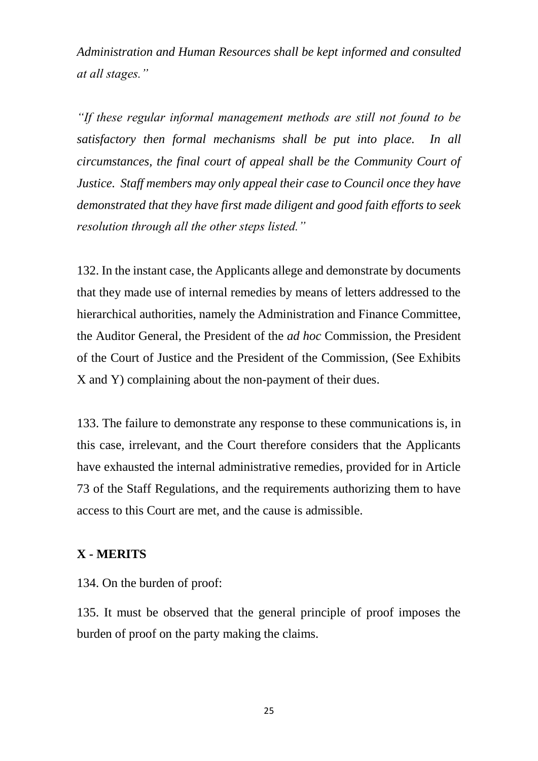*Administration and Human Resources shall be kept informed and consulted at all stages."*

*"If these regular informal management methods are still not found to be satisfactory then formal mechanisms shall be put into place. In all circumstances, the final court of appeal shall be the Community Court of Justice. Staff members may only appeal their case to Council once they have demonstrated that they have first made diligent and good faith efforts to seek resolution through all the other steps listed."*

132. In the instant case, the Applicants allege and demonstrate by documents that they made use of internal remedies by means of letters addressed to the hierarchical authorities, namely the Administration and Finance Committee, the Auditor General, the President of the *ad hoc* Commission, the President of the Court of Justice and the President of the Commission, (See Exhibits X and Y) complaining about the non-payment of their dues.

133. The failure to demonstrate any response to these communications is, in this case, irrelevant, and the Court therefore considers that the Applicants have exhausted the internal administrative remedies, provided for in Article 73 of the Staff Regulations, and the requirements authorizing them to have access to this Court are met, and the cause is admissible.

## X - MERITS

134. On the burden of proof:

135. It must be observed that the general principle of proof imposes the burden of proof on the party making the claims.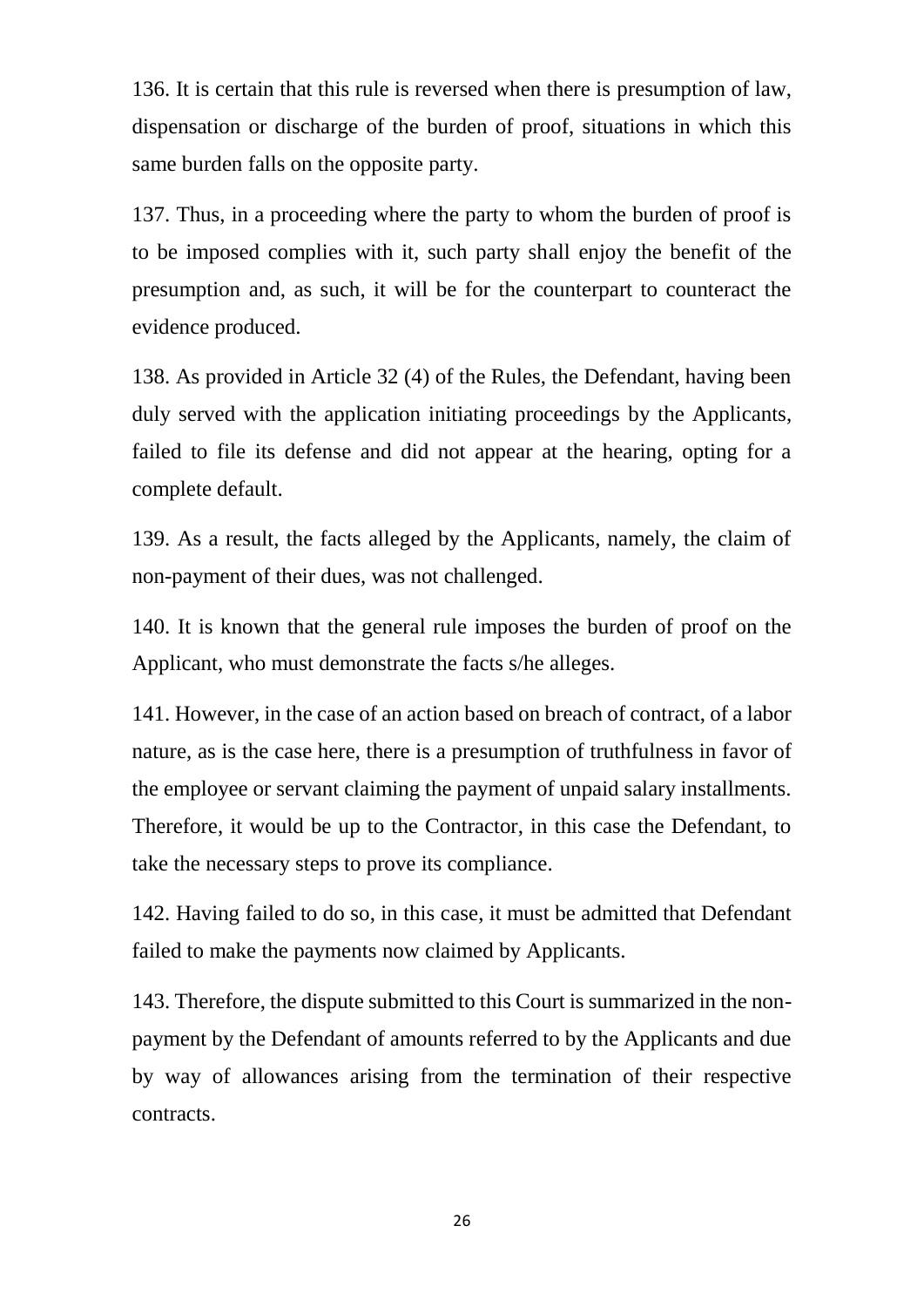136. It is certain that this rule is reversed when there is presumption of law, dispensation or discharge of the burden of proof, situations in which this same burden falls on the opposite party.

137. Thus, in a proceeding where the party to whom the burden of proof is to be imposed complies with it, such party shall enjoy the benefit of the presumption and, as such, it will be for the counterpart to counteract the evidence produced.

138. As provided in Article 32 (4) of the Rules, the Defendant, having been duly served with the application initiating proceedings by the Applicants, failed to file its defense and did not appear at the hearing, opting for a complete default.

139. As a result, the facts alleged by the Applicants, namely, the claim of non-payment of their dues, was not challenged.

140. It is known that the general rule imposes the burden of proof on the Applicant, who must demonstrate the facts s/he alleges.

141. However, in the case of an action based on breach of contract, of a labor nature, as is the case here, there is a presumption of truthfulness in favor of the employee or servant claiming the payment of unpaid salary installments. Therefore, it would be up to the Contractor, in this case the Defendant, to take the necessary steps to prove its compliance.

142. Having failed to do so, in this case, it must be admitted that Defendant failed to make the payments now claimed by Applicants.

143. Therefore, the dispute submitted to this Court is summarized in the non-payment by the Defendant of amounts referred to by the Applicants and due by way of allowances arising from the termination of their respective contracts.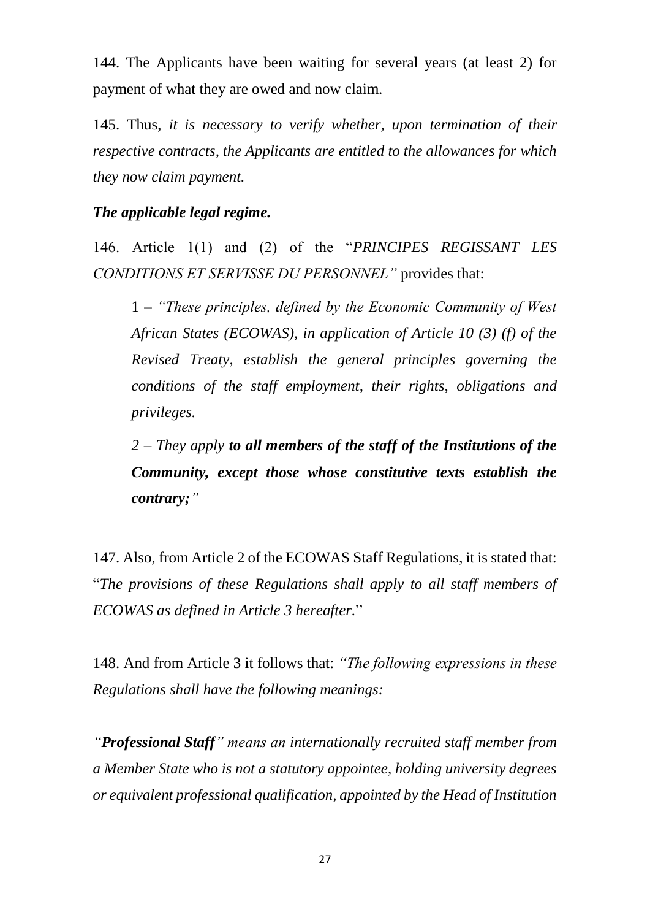144. The Applicants have been waiting for several years (at least 2) for payment of what they are owed and now claim.

145. Thus, *it is necessary to verify whether, upon termination of their respective contracts, the Applicants are entitled to the allowances for which they now claim payment.*

***The applicable legal regime.***

146. Article 1(1) and (2) of the "*PRINCIPES REGISSANT LES CONDITIONS ET SERVISSE DU PERSONNEL"* provides that:

> 1 – *"These principles, defined by the Economic Community of West African States (ECOWAS), in application of Article 10 (3) (f) of the Revised Treaty, establish the general principles governing the conditions of the staff employment, their rights, obligations and privileges.*
>
> *2 – They apply* ***to all members of the staff of the Institutions of the Community, except those whose constitutive texts establish the contrary;****"*

147. Also, from Article 2 of the ECOWAS Staff Regulations, it is stated that: "*The provisions of these Regulations shall apply to all staff members of ECOWAS as defined in Article 3 hereafter.*"

148. And from Article 3 it follows that: *"The following expressions in these Regulations shall have the following meanings:*

*"**Professional Staff**" means an internationally recruited staff member from a Member State who is not a statutory appointee, holding university degrees or equivalent professional qualification, appointed by the Head of Institution*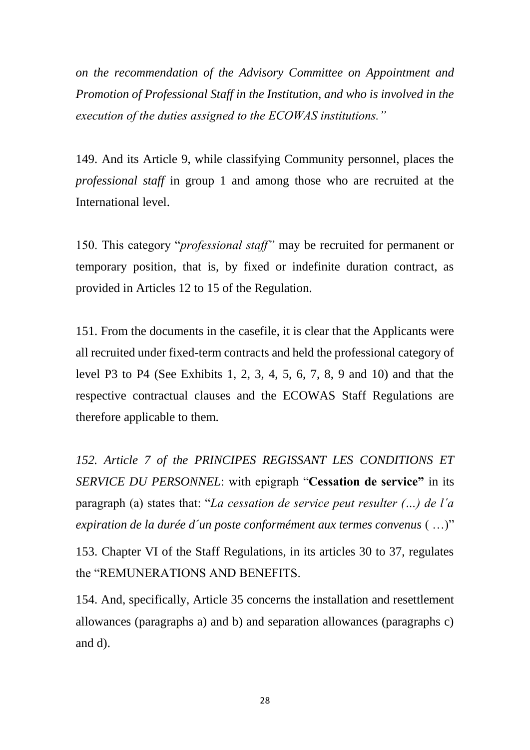*on the recommendation of the Advisory Committee on Appointment and Promotion of Professional Staff in the Institution, and who is involved in the execution of the duties assigned to the ECOWAS institutions."*

149. And its Article 9, while classifying Community personnel, places the *professional staff* in group 1 and among those who are recruited at the International level.

150. This category "*professional staff"* may be recruited for permanent or temporary position, that is, by fixed or indefinite duration contract, as provided in Articles 12 to 15 of the Regulation.

151. From the documents in the casefile, it is clear that the Applicants were all recruited under fixed-term contracts and held the professional category of level P3 to P4 (See Exhibits 1, 2, 3, 4, 5, 6, 7, 8, 9 and 10) and that the respective contractual clauses and the ECOWAS Staff Regulations are therefore applicable to them.

*152. Article 7 of the PRINCIPES REGISSANT LES CONDITIONS ET SERVICE DU PERSONNEL*: with epigraph "**Cessation de service"** in its paragraph (a) states that: "*La cessation de service peut resulter (...) de l´a expiration de la durée d´un poste conformément aux termes convenus* ( …)"

153. Chapter VI of the Staff Regulations, in its articles 30 to 37, regulates the "REMUNERATIONS AND BENEFITS.

154. And, specifically, Article 35 concerns the installation and resettlement allowances (paragraphs a) and b) and separation allowances (paragraphs c) and d).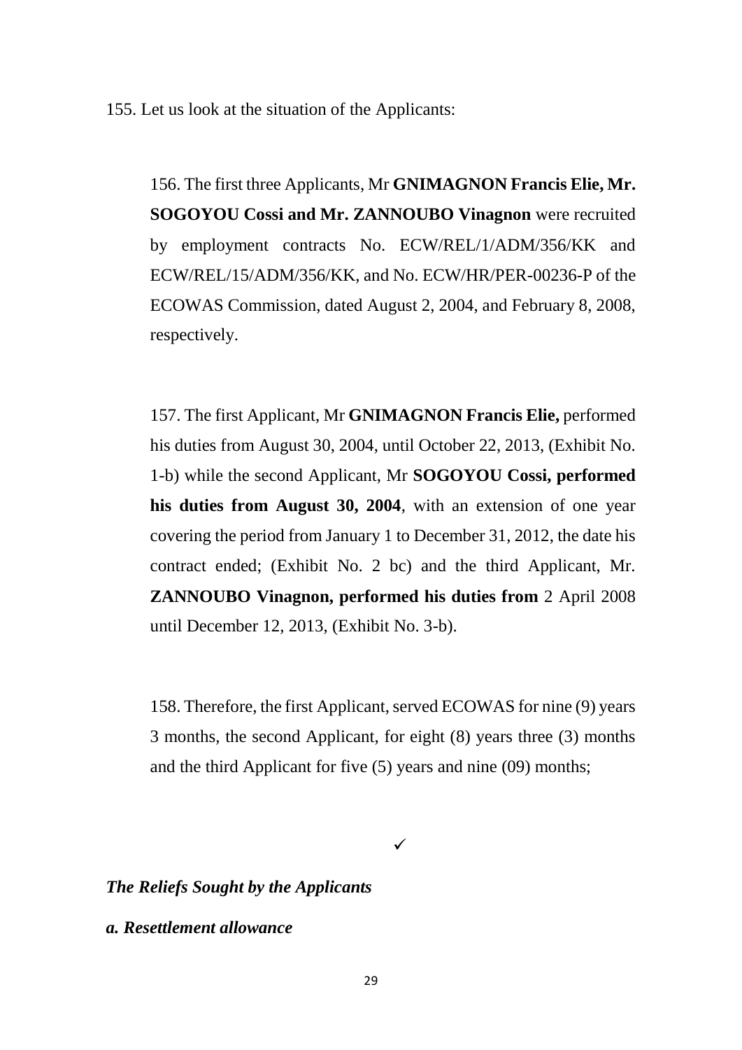155. Let us look at the situation of the Applicants:

156. The first three Applicants, Mr **GNIMAGNON Francis Elie, Mr. SOGOYOU Cossi and Mr. ZANNOUBO Vinagnon** were recruited by employment contracts No. ECW/REL/1/ADM/356/KK and ECW/REL/15/ADM/356/KK, and No. ECW/HR/PER-00236-P of the ECOWAS Commission, dated August 2, 2004, and February 8, 2008, respectively.

157. The first Applicant, Mr **GNIMAGNON Francis Elie,** performed his duties from August 30, 2004, until October 22, 2013, (Exhibit No. 1-b) while the second Applicant, Mr **SOGOYOU Cossi, performed his duties from August 30, 2004**, with an extension of one year covering the period from January 1 to December 31, 2012, the date his contract ended; (Exhibit No. 2 bc) and the third Applicant, Mr. **ZANNOUBO Vinagnon, performed his duties from** 2 April 2008 until December 12, 2013, (Exhibit No. 3-b).

158. Therefore, the first Applicant, served ECOWAS for nine (9) years 3 months, the second Applicant, for eight (8) years three (3) months and the third Applicant for five (5) years and nine (09) months;

✓

***The Reliefs Sought by the Applicants***

***a. Resettlement allowance***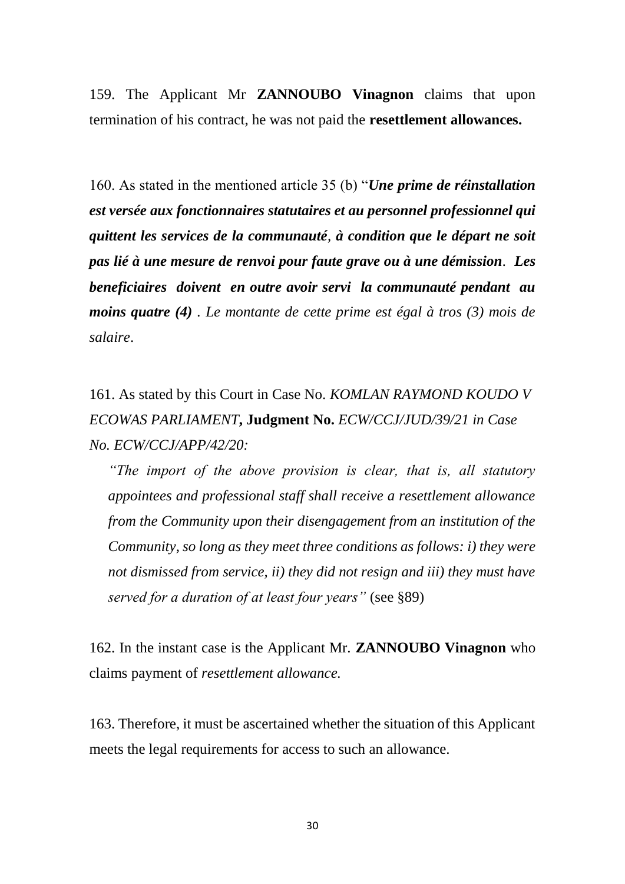159. The Applicant Mr **ZANNOUBO Vinagnon** claims that upon termination of his contract, he was not paid the **resettlement allowances.**

160. As stated in the mentioned article 35 (b) "***Une prime de réinstallation est versée aux fonctionnaires statutaires et au personnel professionnel qui quittent les services de la communauté, à condition que le départ ne soit pas lié à une mesure de renvoi pour faute grave ou à une démission. Les beneficiaires doivent en outre avoir servi la communauté pendant au moins quatre (4)*** *. Le montante de cette prime est égal à tros (3) mois de salaire.*

161. As stated by this Court in Case No. *KOMLAN RAYMOND KOUDO V ECOWAS PARLIAMENT***, Judgment No.** *ECW/CCJ/JUD/39/21 in Case No. ECW/CCJ/APP/42/20:*

> *"The import of the above provision is clear, that is, all statutory appointees and professional staff shall receive a resettlement allowance from the Community upon their disengagement from an institution of the Community, so long as they meet three conditions as follows: i) they were not dismissed from service, ii) they did not resign and iii) they must have served for a duration of at least four years"* (see §89)

162. In the instant case is the Applicant Mr. **ZANNOUBO Vinagnon** who claims payment of *resettlement allowance.*

163. Therefore, it must be ascertained whether the situation of this Applicant meets the legal requirements for access to such an allowance.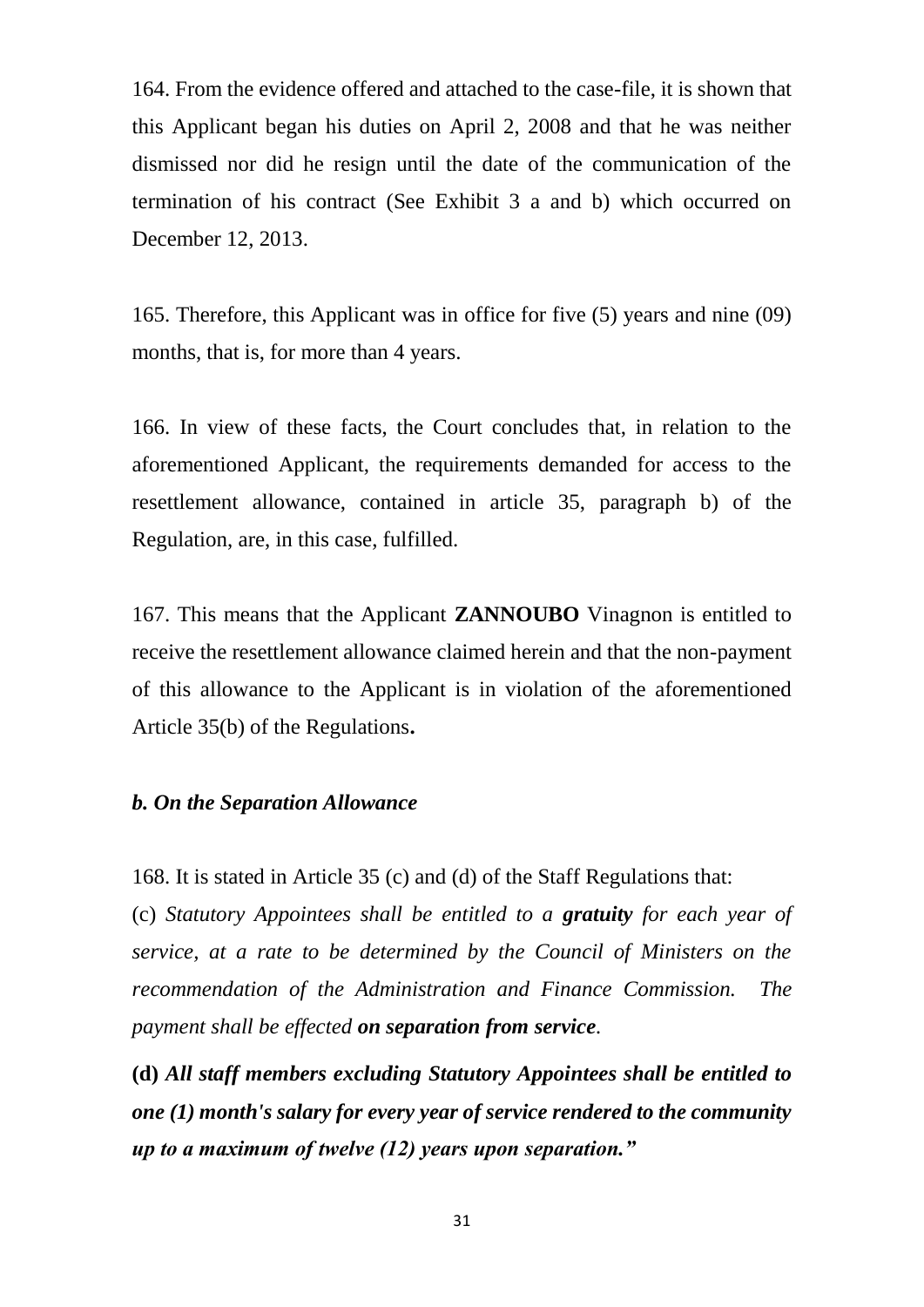164. From the evidence offered and attached to the case-file, it is shown that this Applicant began his duties on April 2, 2008 and that he was neither dismissed nor did he resign until the date of the communication of the termination of his contract (See Exhibit 3 a and b) which occurred on December 12, 2013.

165. Therefore, this Applicant was in office for five (5) years and nine (09) months, that is, for more than 4 years.

166. In view of these facts, the Court concludes that, in relation to the aforementioned Applicant, the requirements demanded for access to the resettlement allowance, contained in article 35, paragraph b) of the Regulation, are, in this case, fulfilled.

167. This means that the Applicant **ZANNOUBO** Vinagnon is entitled to receive the resettlement allowance claimed herein and that the non-payment of this allowance to the Applicant is in violation of the aforementioned Article 35(b) of the Regulations**.**

### *b. On the Separation Allowance*

168. It is stated in Article 35 (c) and (d) of the Staff Regulations that:

(c) *Statutory Appointees shall be entitled to a **gratuity** for each year of service, at a rate to be determined by the Council of Ministers on the recommendation of the Administration and Finance Commission. The payment shall be effected **on separation from service**.*

**(d)** ***All staff members excluding Statutory Appointees shall be entitled to one (1) month's salary for every year of service rendered to the community up to a maximum of twelve (12) years upon separation."***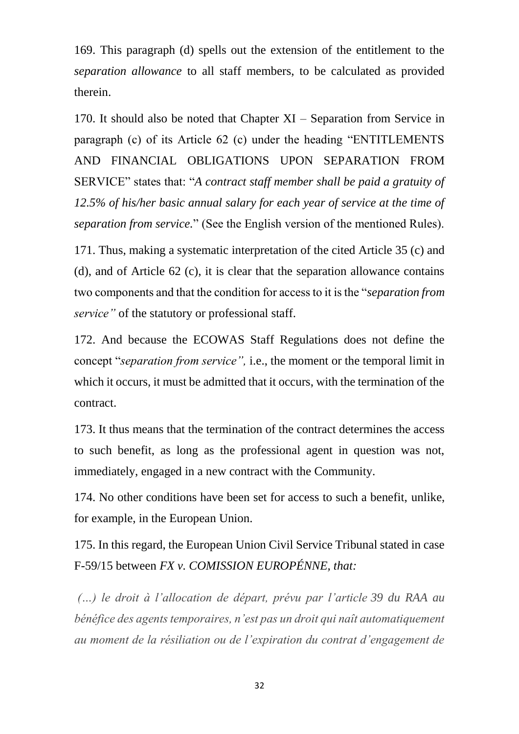169. This paragraph (d) spells out the extension of the entitlement to the *separation allowance* to all staff members, to be calculated as provided therein.

170. It should also be noted that Chapter XI – Separation from Service in paragraph (c) of its Article 62 (c) under the heading "ENTITLEMENTS AND FINANCIAL OBLIGATIONS UPON SEPARATION FROM SERVICE" states that: "*A contract staff member shall be paid a gratuity of 12.5% of his/her basic annual salary for each year of service at the time of separation from service.*" (See the English version of the mentioned Rules).

171. Thus, making a systematic interpretation of the cited Article 35 (c) and (d), and of Article 62 (c), it is clear that the separation allowance contains two components and that the condition for access to it is the "*separation from service"* of the statutory or professional staff.

172. And because the ECOWAS Staff Regulations does not define the concept "*separation from service",* i.e., the moment or the temporal limit in which it occurs, it must be admitted that it occurs, with the termination of the contract.

173. It thus means that the termination of the contract determines the access to such benefit, as long as the professional agent in question was not, immediately, engaged in a new contract with the Community.

174. No other conditions have been set for access to such a benefit, unlike, for example, in the European Union.

175. In this regard, the European Union Civil Service Tribunal stated in case F-59/15 between *FX v. COMISSION EUROPÉNNE, that:*

*(…) le droit à l'allocation de départ, prévu par l'article 39 du RAA au bénéfice des agents temporaires, n'est pas un droit qui naît automatiquement au moment de la résiliation ou de l'expiration du contrat d'engagement de*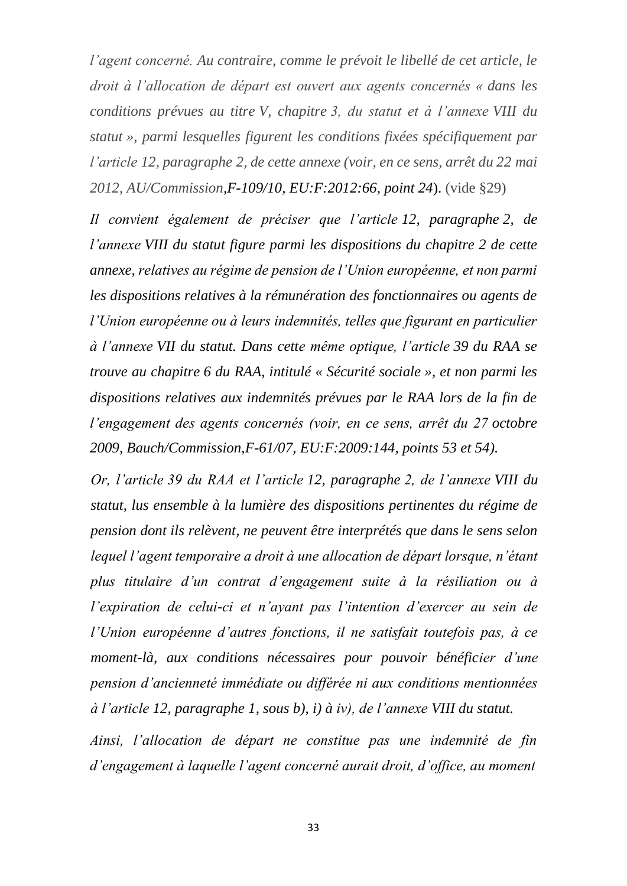*l'agent concerné. Au contraire, comme le prévoit le libellé de cet article, le droit à l'allocation de départ est ouvert aux agents concernés « dans les conditions prévues au titre V, chapitre 3, du statut et à l'annexe VIII du statut », parmi lesquelles figurent les conditions fixées spécifiquement par l'article 12, paragraphe 2, de cette annexe (voir, en ce sens, arrêt du 22 mai 2012, AU/Commission,F-109/10, EU:F:2012:66, point 24*). (vide §29)

*Il convient également de préciser que l'article 12, paragraphe 2, de l'annexe VIII du statut figure parmi les dispositions du chapitre 2 de cette annexe, relatives au régime de pension de l'Union européenne, et non parmi les dispositions relatives à la rémunération des fonctionnaires ou agents de l'Union européenne ou à leurs indemnités, telles que figurant en particulier à l'annexe VII du statut. Dans cette même optique, l'article 39 du RAA se trouve au chapitre 6 du RAA, intitulé « Sécurité sociale », et non parmi les dispositions relatives aux indemnités prévues par le RAA lors de la fin de l'engagement des agents concernés (voir, en ce sens, arrêt du 27 octobre 2009, Bauch/Commission,F-61/07, EU:F:2009:144, points 53 et 54).*

*Or, l'article 39 du RAA et l'article 12, paragraphe 2, de l'annexe VIII du statut, lus ensemble à la lumière des dispositions pertinentes du régime de pension dont ils relèvent, ne peuvent être interprétés que dans le sens selon lequel l'agent temporaire a droit à une allocation de départ lorsque, n'étant plus titulaire d'un contrat d'engagement suite à la résiliation ou à l'expiration de celui-ci et n'ayant pas l'intention d'exercer au sein de l'Union européenne d'autres fonctions, il ne satisfait toutefois pas, à ce moment-là, aux conditions nécessaires pour pouvoir bénéficier d'une pension d'ancienneté immédiate ou différée ni aux conditions mentionnées à l'article 12, paragraphe 1, sous b), i) à iv), de l'annexe VIII du statut.*

*Ainsi, l'allocation de départ ne constitue pas une indemnité de fin d'engagement à laquelle l'agent concerné aurait droit, d'office, au moment*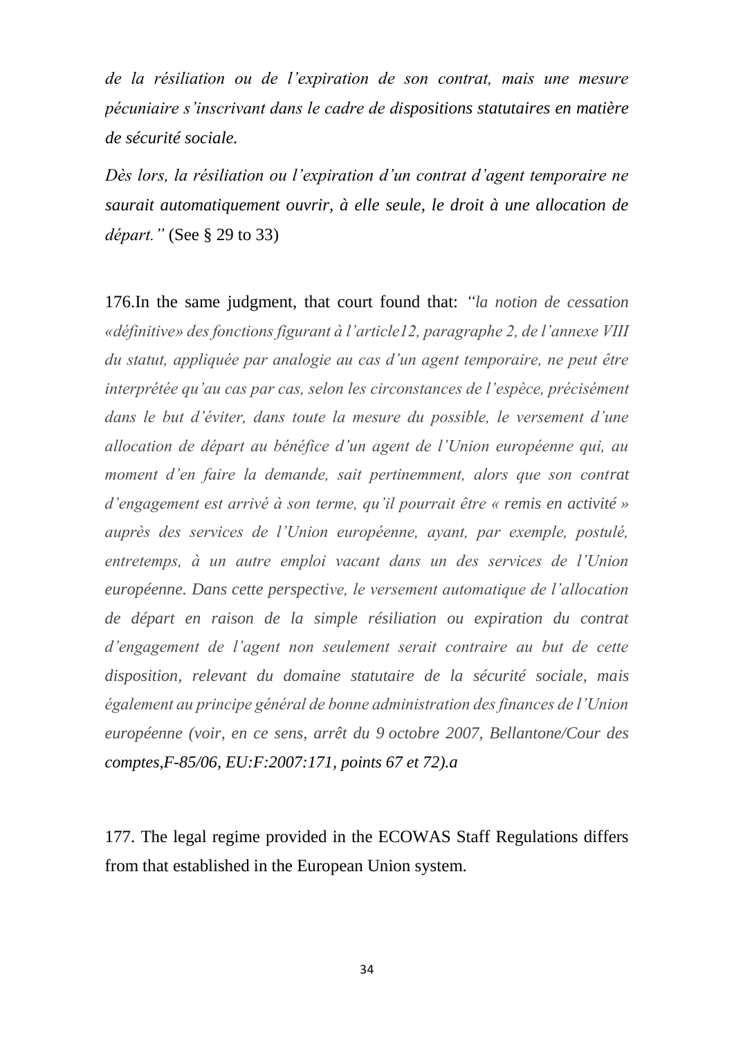*de la résiliation ou de l'expiration de son contrat, mais une mesure pécuniaire s'inscrivant dans le cadre de dispositions statutaires en matière de sécurité sociale.*

*Dès lors, la résiliation ou l'expiration d'un contrat d'agent temporaire ne saurait automatiquement ouvrir, à elle seule, le droit à une allocation de départ."* (See § 29 to 33)

176.In the same judgment, that court found that: *"la notion de cessation «définitive» des fonctions figurant à l'article12, paragraphe 2, de l'annexe VIII du statut, appliquée par analogie au cas d'un agent temporaire, ne peut être interprétée qu'au cas par cas, selon les circonstances de l'espèce, précisément dans le but d'éviter, dans toute la mesure du possible, le versement d'une allocation de départ au bénéfice d'un agent de l'Union européenne qui, au moment d'en faire la demande, sait pertinemment, alors que son contrat d'engagement est arrivé à son terme, qu'il pourrait être « remis en activité » auprès des services de l'Union européenne, ayant, par exemple, postulé, entretemps, à un autre emploi vacant dans un des services de l'Union européenne. Dans cette perspective, le versement automatique de l'allocation de départ en raison de la simple résiliation ou expiration du contrat d'engagement de l'agent non seulement serait contraire au but de cette disposition, relevant du domaine statutaire de la sécurité sociale, mais également au principe général de bonne administration des finances de l'Union européenne (voir, en ce sens, arrêt du 9 octobre 2007, Bellantone/Cour des comptes,F-85/06, EU:F:2007:171, points 67 et 72).a*

177. The legal regime provided in the ECOWAS Staff Regulations differs from that established in the European Union system.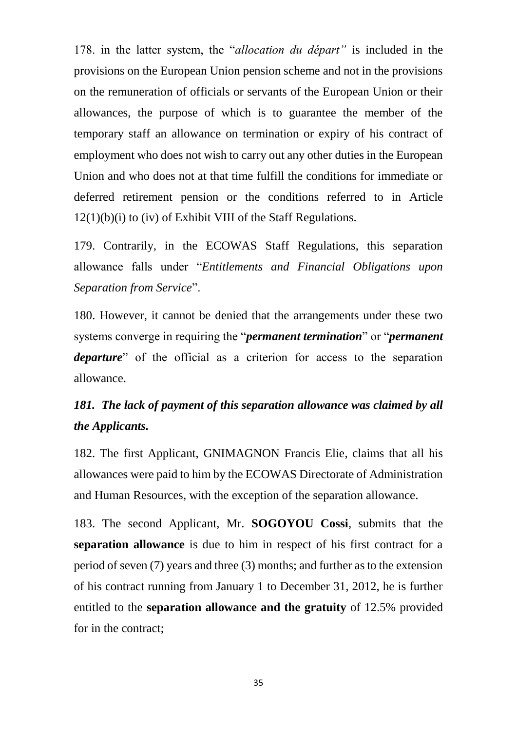178. in the latter system, the "*allocation du départ"* is included in the provisions on the European Union pension scheme and not in the provisions on the remuneration of officials or servants of the European Union or their allowances, the purpose of which is to guarantee the member of the temporary staff an allowance on termination or expiry of his contract of employment who does not wish to carry out any other duties in the European Union and who does not at that time fulfill the conditions for immediate or deferred retirement pension or the conditions referred to in Article 12(1)(b)(i) to (iv) of Exhibit VIII of the Staff Regulations.

179. Contrarily, in the ECOWAS Staff Regulations, this separation allowance falls under "*Entitlements and Financial Obligations upon Separation from Service*".

180. However, it cannot be denied that the arrangements under these two systems converge in requiring the "***permanent termination***" or "***permanent departure***" of the official as a criterion for access to the separation allowance.

***181. The lack of payment of this separation allowance was claimed by all the Applicants.***

182. The first Applicant, GNIMAGNON Francis Elie, claims that all his allowances were paid to him by the ECOWAS Directorate of Administration and Human Resources, with the exception of the separation allowance.

183. The second Applicant, Mr. **SOGOYOU Cossi**, submits that the **separation allowance** is due to him in respect of his first contract for a period of seven (7) years and three (3) months; and further as to the extension of his contract running from January 1 to December 31, 2012, he is further entitled to the **separation allowance and the gratuity** of 12.5% provided for in the contract;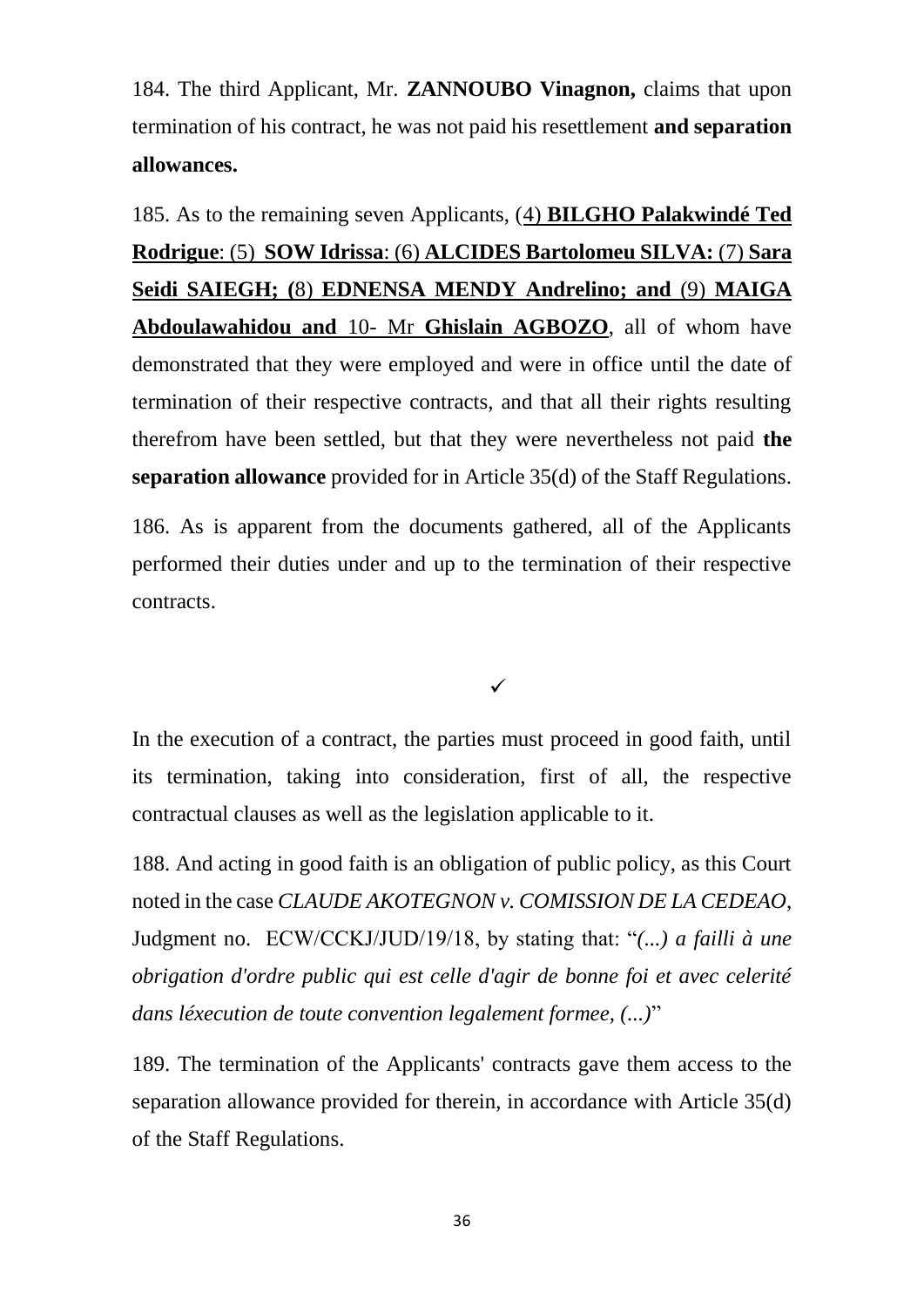184. The third Applicant, Mr. **ZANNOUBO Vinagnon,** claims that upon termination of his contract, he was not paid his resettlement **and separation allowances.**

185. As to the remaining seven Applicants, (4) **BILGHO Palakwindé Ted Rodrigue**: (5) **SOW Idrissa**: (6) **ALCIDES Bartolomeu SILVA:** (7) **Sara Seidi SAIEGH; (**8) **EDNENSA MENDY Andrelino; and** (9) **MAIGA Abdoulawahidou and** 10- Mr **Ghislain AGBOZO**, all of whom have demonstrated that they were employed and were in office until the date of termination of their respective contracts, and that all their rights resulting therefrom have been settled, but that they were nevertheless not paid **the separation allowance** provided for in Article 35(d) of the Staff Regulations.

186. As is apparent from the documents gathered, all of the Applicants performed their duties under and up to the termination of their respective contracts.

✓

In the execution of a contract, the parties must proceed in good faith, until its termination, taking into consideration, first of all, the respective contractual clauses as well as the legislation applicable to it.

188. And acting in good faith is an obligation of public policy, as this Court noted in the case *CLAUDE AKOTEGNON v. COMISSION DE LA CEDEAO*, Judgment no. ECW/CCKJ/JUD/19/18, by stating that: "*(...) a failli à une obligation d'ordre public qui est celle d'agir de bonne foi et avec celerité dans léxecution de toute convention legalement formee, (...)*"

189. The termination of the Applicants' contracts gave them access to the separation allowance provided for therein, in accordance with Article 35(d) of the Staff Regulations.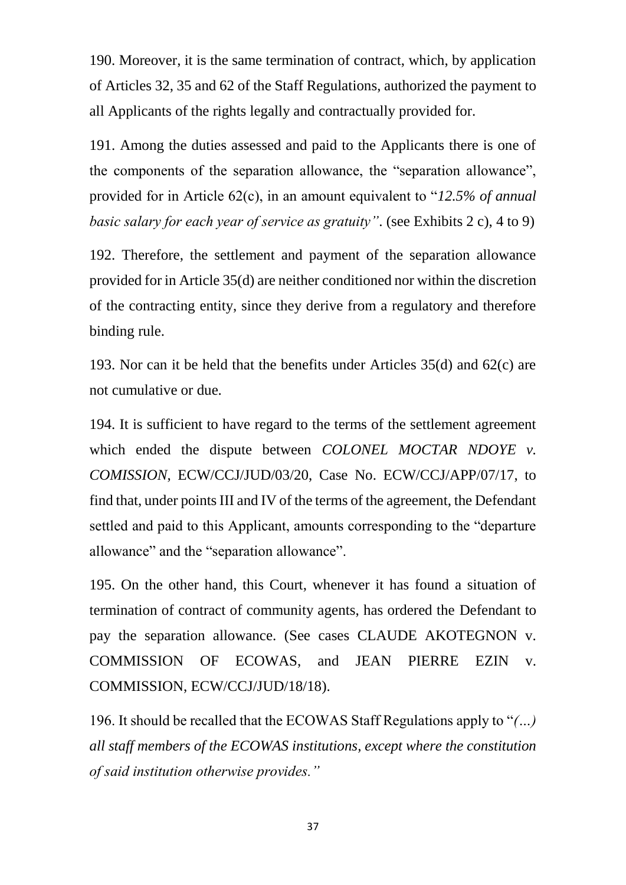190. Moreover, it is the same termination of contract, which, by application of Articles 32, 35 and 62 of the Staff Regulations, authorized the payment to all Applicants of the rights legally and contractually provided for.

191. Among the duties assessed and paid to the Applicants there is one of the components of the separation allowance, the "separation allowance", provided for in Article 62(c), in an amount equivalent to "*12.5% of annual basic salary for each year of service as gratuity"*. (see Exhibits 2 c), 4 to 9)

192. Therefore, the settlement and payment of the separation allowance provided for in Article 35(d) are neither conditioned nor within the discretion of the contracting entity, since they derive from a regulatory and therefore binding rule.

193. Nor can it be held that the benefits under Articles 35(d) and 62(c) are not cumulative or due.

194. It is sufficient to have regard to the terms of the settlement agreement which ended the dispute between *COLONEL MOCTAR NDOYE v. COMISSION*, ECW/CCJ/JUD/03/20, Case No. ECW/CCJ/APP/07/17, to find that, under points III and IV of the terms of the agreement, the Defendant settled and paid to this Applicant, amounts corresponding to the "departure allowance" and the "separation allowance".

195. On the other hand, this Court, whenever it has found a situation of termination of contract of community agents, has ordered the Defendant to pay the separation allowance. (See cases CLAUDE AKOTEGNON v. COMMISSION OF ECOWAS, and JEAN PIERRE EZIN v. COMMISSION, ECW/CCJ/JUD/18/18).

196. It should be recalled that the ECOWAS Staff Regulations apply to "*(…) all staff members of the ECOWAS institutions, except where the constitution of said institution otherwise provides."*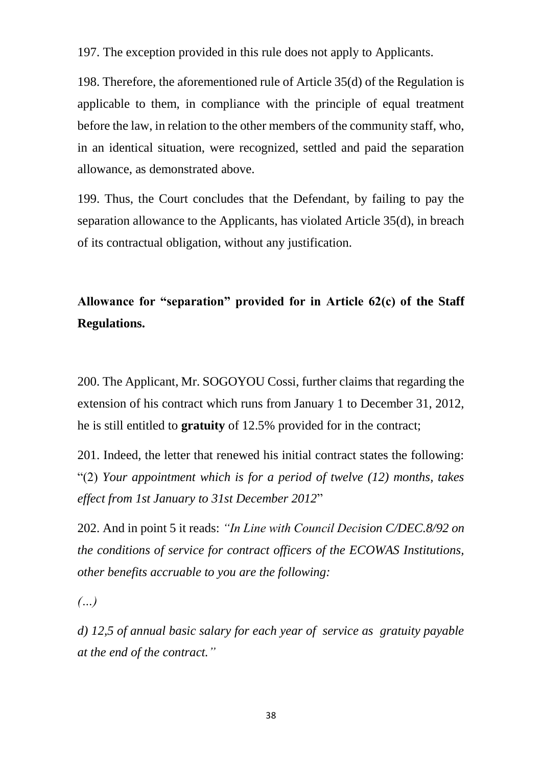197. The exception provided in this rule does not apply to Applicants.

198. Therefore, the aforementioned rule of Article 35(d) of the Regulation is applicable to them, in compliance with the principle of equal treatment before the law, in relation to the other members of the community staff, who, in an identical situation, were recognized, settled and paid the separation allowance, as demonstrated above.

199. Thus, the Court concludes that the Defendant, by failing to pay the separation allowance to the Applicants, has violated Article 35(d), in breach of its contractual obligation, without any justification.

**Allowance for "separation" provided for in Article 62(c) of the Staff Regulations.**

200. The Applicant, Mr. SOGOYOU Cossi, further claims that regarding the extension of his contract which runs from January 1 to December 31, 2012, he is still entitled to **gratuity** of 12.5% provided for in the contract;

201. Indeed, the letter that renewed his initial contract states the following: "(2) *Your appointment which is for a period of twelve (12) months, takes effect from 1st January to 31st December 2012*"

202. And in point 5 it reads: *"In Line with Council Decision C/DEC.8/92 on the conditions of service for contract officers of the ECOWAS Institutions, other benefits accruable to you are the following:*

*(…)*

*d) 12,5 of annual basic salary for each year of service as gratuity payable at the end of the contract."*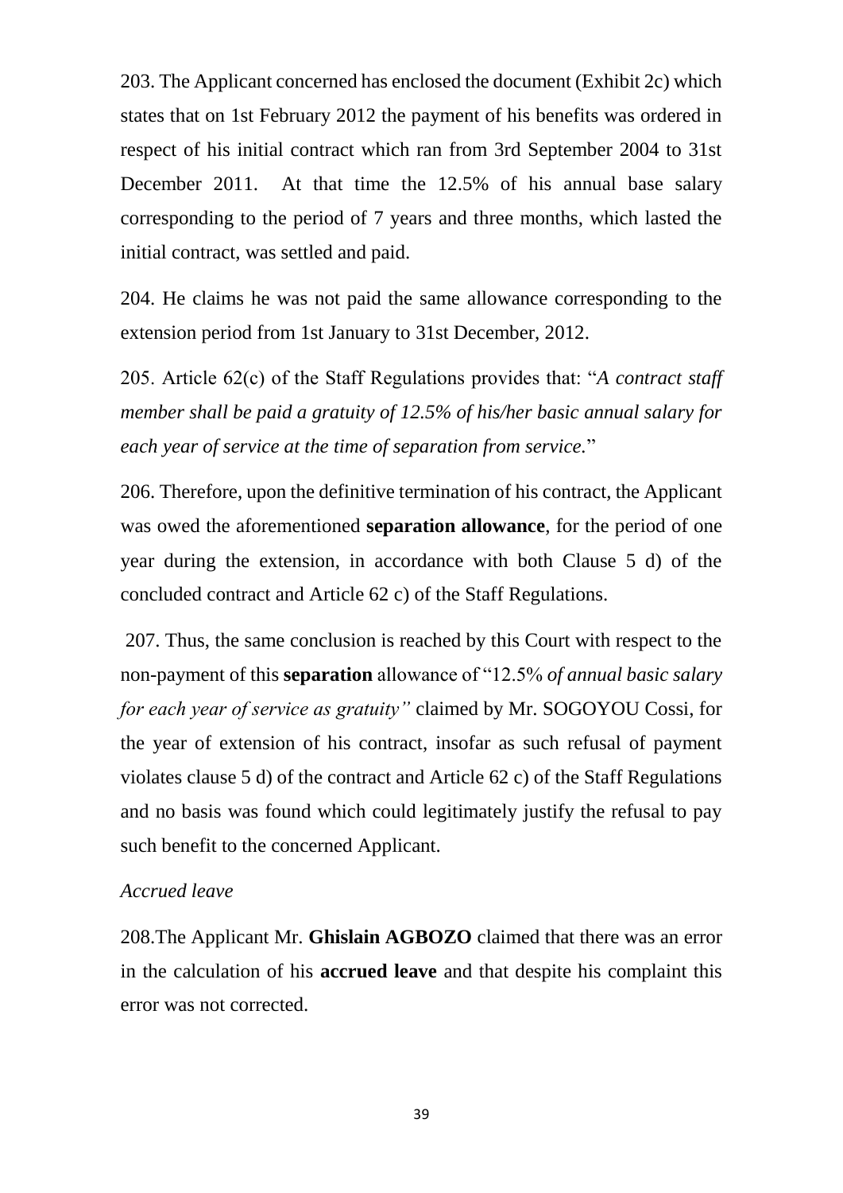203. The Applicant concerned has enclosed the document (Exhibit 2c) which states that on 1st February 2012 the payment of his benefits was ordered in respect of his initial contract which ran from 3rd September 2004 to 31st December 2011. At that time the 12.5% of his annual base salary corresponding to the period of 7 years and three months, which lasted the initial contract, was settled and paid.

204. He claims he was not paid the same allowance corresponding to the extension period from 1st January to 31st December, 2012.

205. Article 62(c) of the Staff Regulations provides that: "*A contract staff member shall be paid a gratuity of 12.5% of his/her basic annual salary for each year of service at the time of separation from service.*"

206. Therefore, upon the definitive termination of his contract, the Applicant was owed the aforementioned **separation allowance**, for the period of one year during the extension, in accordance with both Clause 5 d) of the concluded contract and Article 62 c) of the Staff Regulations.

207. Thus, the same conclusion is reached by this Court with respect to the non-payment of this **separation** allowance of "12.5% *of annual basic salary for each year of service as gratuity"* claimed by Mr. SOGOYOU Cossi, for the year of extension of his contract, insofar as such refusal of payment violates clause 5 d) of the contract and Article 62 c) of the Staff Regulations and no basis was found which could legitimately justify the refusal to pay such benefit to the concerned Applicant.

*Accrued leave*

208.The Applicant Mr. **Ghislain AGBOZO** claimed that there was an error in the calculation of his **accrued leave** and that despite his complaint this error was not corrected.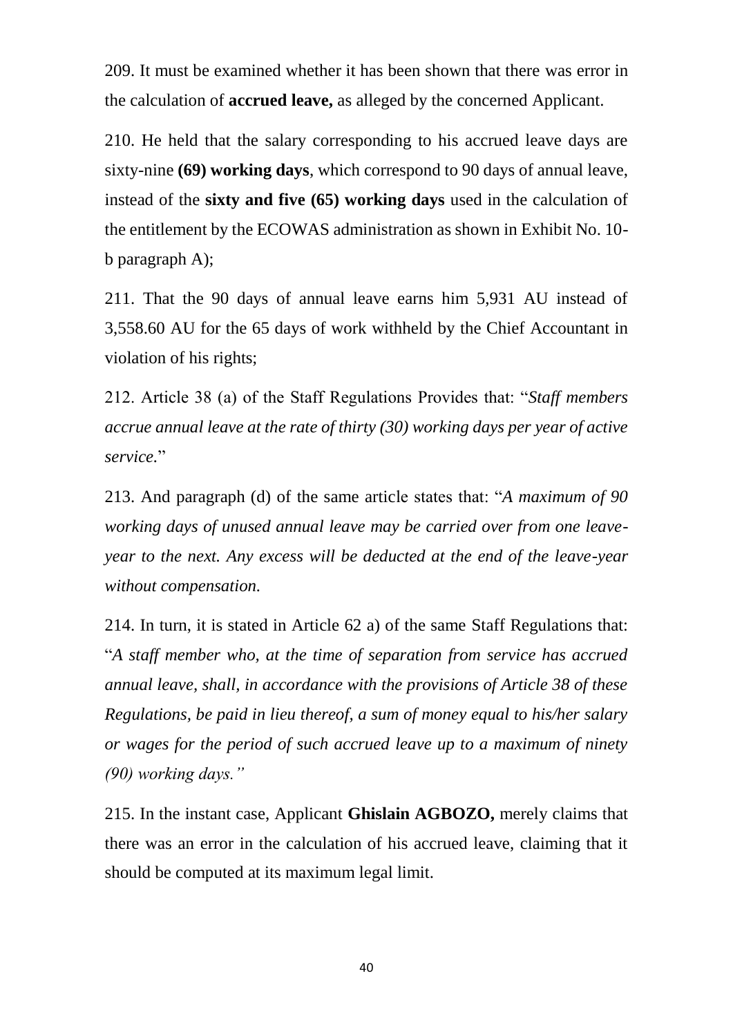209. It must be examined whether it has been shown that there was error in the calculation of **accrued leave,** as alleged by the concerned Applicant.

210. He held that the salary corresponding to his accrued leave days are sixty-nine **(69) working days**, which correspond to 90 days of annual leave, instead of the **sixty and five (65) working days** used in the calculation of the entitlement by the ECOWAS administration as shown in Exhibit No. 10-b paragraph A);

211. That the 90 days of annual leave earns him 5,931 AU instead of 3,558.60 AU for the 65 days of work withheld by the Chief Accountant in violation of his rights;

212. Article 38 (a) of the Staff Regulations Provides that: "*Staff members accrue annual leave at the rate of thirty (30) working days per year of active service.*"

213. And paragraph (d) of the same article states that: "*A maximum of 90 working days of unused annual leave may be carried over from one leave-year to the next. Any excess will be deducted at the end of the leave-year without compensation.*

214. In turn, it is stated in Article 62 a) of the same Staff Regulations that: "*A staff member who, at the time of separation from service has accrued annual leave, shall, in accordance with the provisions of Article 38 of these Regulations, be paid in lieu thereof, a sum of money equal to his/her salary or wages for the period of such accrued leave up to a maximum of ninety (90) working days.*"

215. In the instant case, Applicant **Ghislain AGBOZO,** merely claims that there was an error in the calculation of his accrued leave, claiming that it should be computed at its maximum legal limit.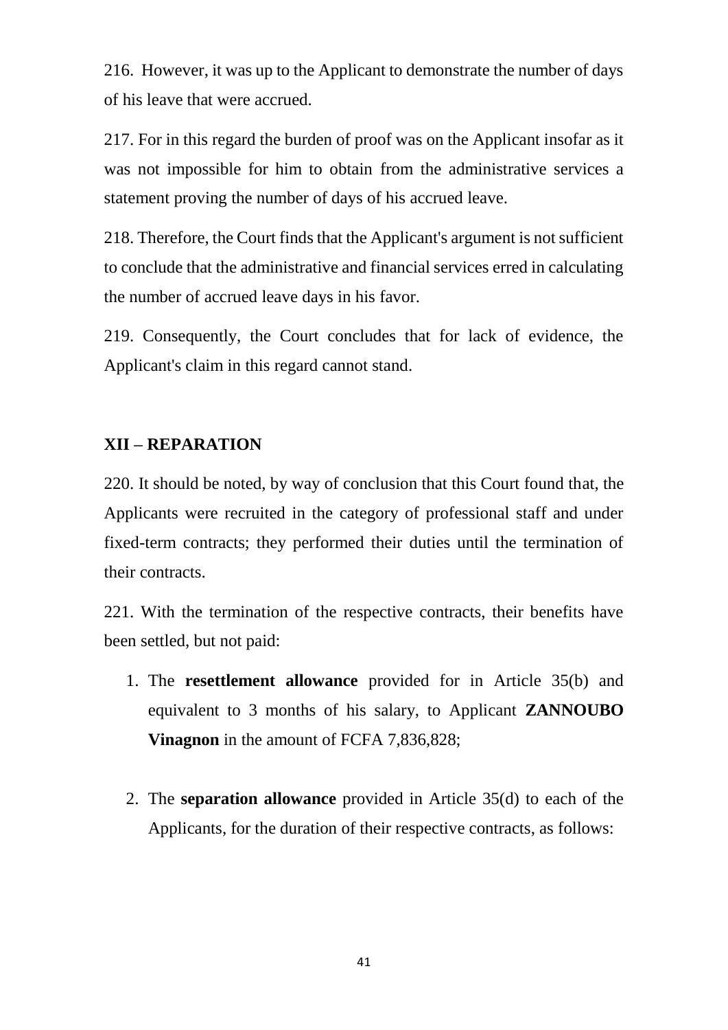216. However, it was up to the Applicant to demonstrate the number of days of his leave that were accrued.

217. For in this regard the burden of proof was on the Applicant insofar as it was not impossible for him to obtain from the administrative services a statement proving the number of days of his accrued leave.

218. Therefore, the Court finds that the Applicant's argument is not sufficient to conclude that the administrative and financial services erred in calculating the number of accrued leave days in his favor.

219. Consequently, the Court concludes that for lack of evidence, the Applicant's claim in this regard cannot stand.

## XII – REPARATION

220. It should be noted, by way of conclusion that this Court found that, the Applicants were recruited in the category of professional staff and under fixed-term contracts; they performed their duties until the termination of their contracts.

221. With the termination of the respective contracts, their benefits have been settled, but not paid:

1. The **resettlement allowance** provided for in Article 35(b) and equivalent to 3 months of his salary, to Applicant **ZANNOUBO Vinagnon** in the amount of FCFA 7,836,828;

2. The **separation allowance** provided in Article 35(d) to each of the Applicants, for the duration of their respective contracts, as follows: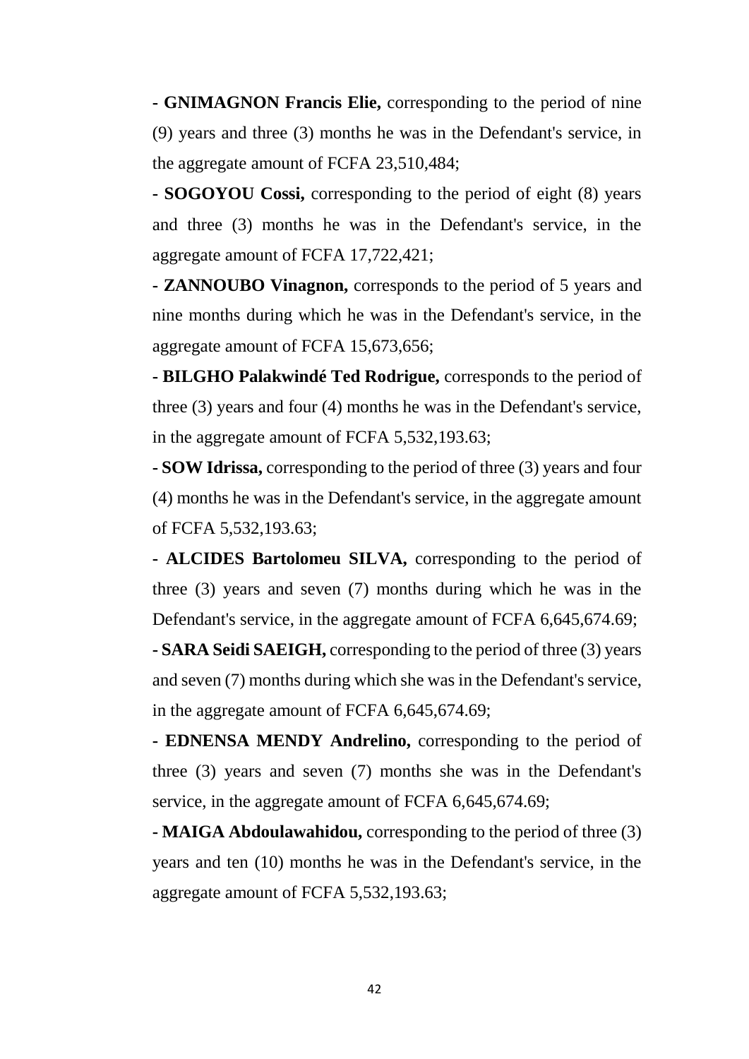- **GNIMAGNON Francis Elie,** corresponding to the period of nine (9) years and three (3) months he was in the Defendant's service, in the aggregate amount of FCFA 23,510,484;

- **SOGOYOU Cossi,** corresponding to the period of eight (8) years and three (3) months he was in the Defendant's service, in the aggregate amount of FCFA 17,722,421;

- **ZANNOUBO Vinagnon,** corresponds to the period of 5 years and nine months during which he was in the Defendant's service, in the aggregate amount of FCFA 15,673,656;

- **BILGHO Palakwindé Ted Rodrigue,** corresponds to the period of three (3) years and four (4) months he was in the Defendant's service, in the aggregate amount of FCFA 5,532,193.63;

- **SOW Idrissa,** corresponding to the period of three (3) years and four (4) months he was in the Defendant's service, in the aggregate amount of FCFA 5,532,193.63;

- **ALCIDES Bartolomeu SILVA,** corresponding to the period of three (3) years and seven (7) months during which he was in the Defendant's service, in the aggregate amount of FCFA 6,645,674.69;

- **SARA Seidi SAEIGH,** corresponding to the period of three (3) years and seven (7) months during which she was in the Defendant's service, in the aggregate amount of FCFA 6,645,674.69;

- **EDNENSA MENDY Andrelino,** corresponding to the period of three (3) years and seven (7) months she was in the Defendant's service, in the aggregate amount of FCFA 6,645,674.69;

- **MAIGA Abdoulawahidou,** corresponding to the period of three (3) years and ten (10) months he was in the Defendant's service, in the aggregate amount of FCFA 5,532,193.63;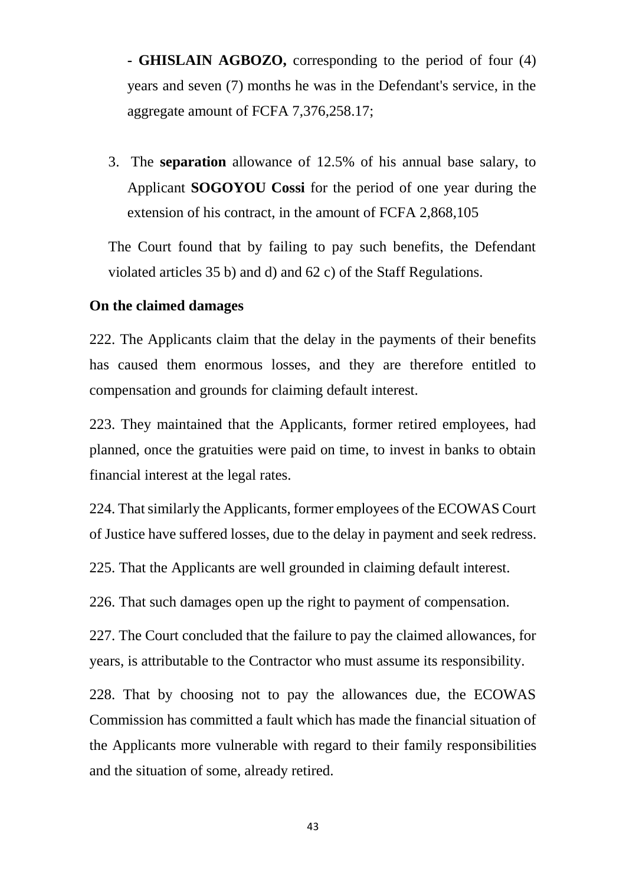- **GHISLAIN AGBOZO,** corresponding to the period of four (4) years and seven (7) months he was in the Defendant's service, in the aggregate amount of FCFA 7,376,258.17;

3. The **separation** allowance of 12.5% of his annual base salary, to Applicant **SOGOYOU Cossi** for the period of one year during the extension of his contract, in the amount of FCFA 2,868,105

The Court found that by failing to pay such benefits, the Defendant violated articles 35 b) and d) and 62 c) of the Staff Regulations.

**On the claimed damages**

222. The Applicants claim that the delay in the payments of their benefits has caused them enormous losses, and they are therefore entitled to compensation and grounds for claiming default interest.

223. They maintained that the Applicants, former retired employees, had planned, once the gratuities were paid on time, to invest in banks to obtain financial interest at the legal rates.

224. That similarly the Applicants, former employees of the ECOWAS Court of Justice have suffered losses, due to the delay in payment and seek redress.

225. That the Applicants are well grounded in claiming default interest.

226. That such damages open up the right to payment of compensation.

227. The Court concluded that the failure to pay the claimed allowances, for years, is attributable to the Contractor who must assume its responsibility.

228. That by choosing not to pay the allowances due, the ECOWAS Commission has committed a fault which has made the financial situation of the Applicants more vulnerable with regard to their family responsibilities and the situation of some, already retired.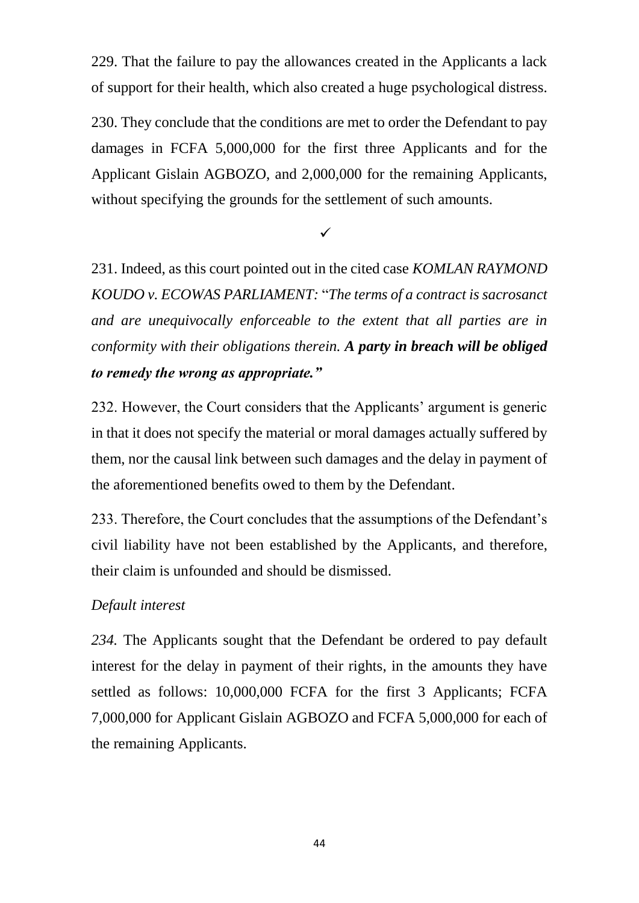229. That the failure to pay the allowances created in the Applicants a lack of support for their health, which also created a huge psychological distress.

230. They conclude that the conditions are met to order the Defendant to pay damages in FCFA 5,000,000 for the first three Applicants and for the Applicant Gislain AGBOZO, and 2,000,000 for the remaining Applicants, without specifying the grounds for the settlement of such amounts.

✓

231. Indeed, as this court pointed out in the cited case *KOMLAN RAYMOND KOUDO v. ECOWAS PARLIAMENT:* "*The terms of a contract is sacrosanct and are unequivocally enforceable to the extent that all parties are in conformity with their obligations therein.* ***A party in breach will be obliged to remedy the wrong as appropriate."***

232. However, the Court considers that the Applicants' argument is generic in that it does not specify the material or moral damages actually suffered by them, nor the causal link between such damages and the delay in payment of the aforementioned benefits owed to them by the Defendant.

233. Therefore, the Court concludes that the assumptions of the Defendant's civil liability have not been established by the Applicants, and therefore, their claim is unfounded and should be dismissed.

*Default interest*

*234.* The Applicants sought that the Defendant be ordered to pay default interest for the delay in payment of their rights, in the amounts they have settled as follows: 10,000,000 FCFA for the first 3 Applicants; FCFA 7,000,000 for Applicant Gislain AGBOZO and FCFA 5,000,000 for each of the remaining Applicants.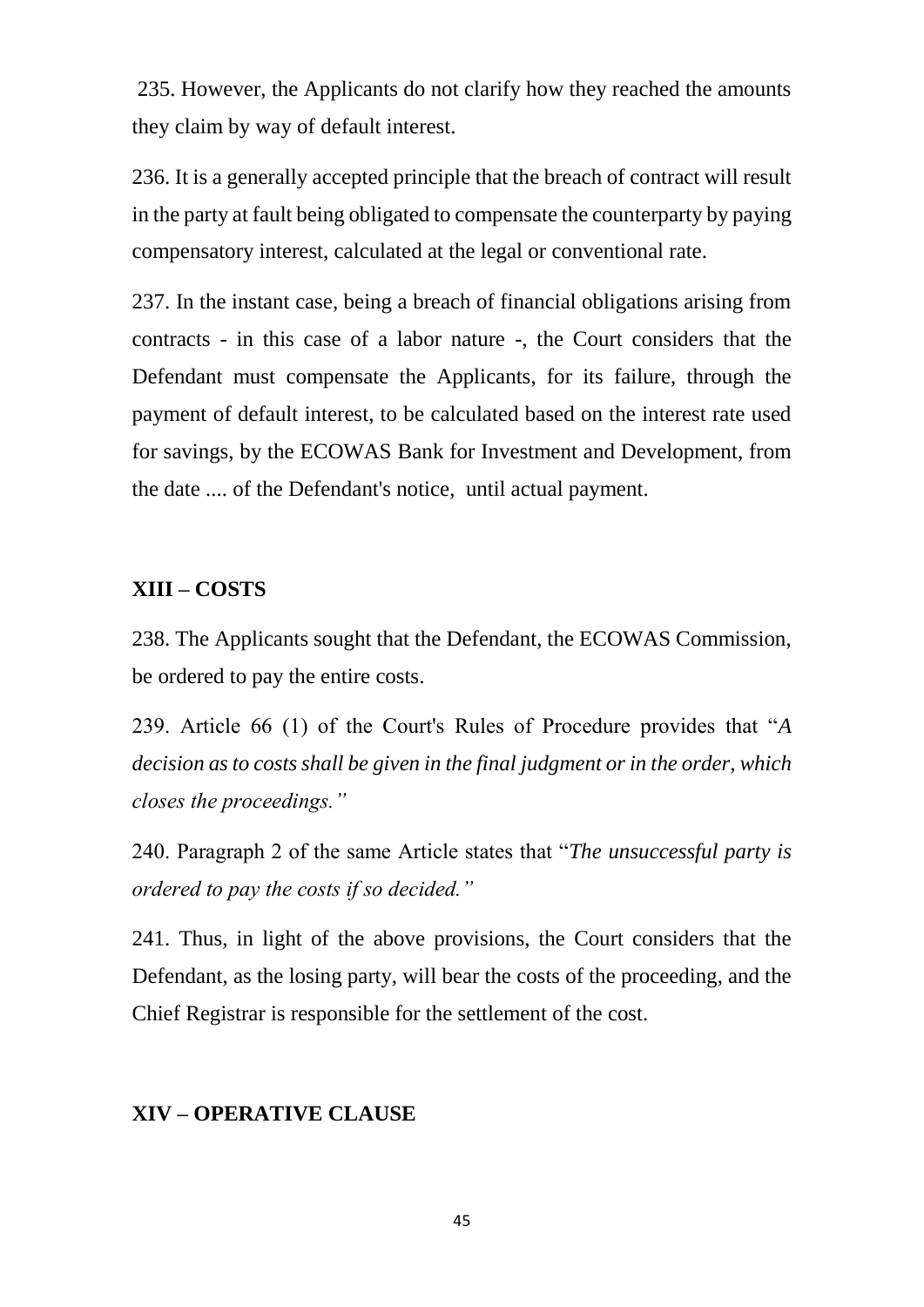235. However, the Applicants do not clarify how they reached the amounts they claim by way of default interest.

236. It is a generally accepted principle that the breach of contract will result in the party at fault being obligated to compensate the counterparty by paying compensatory interest, calculated at the legal or conventional rate.

237. In the instant case, being a breach of financial obligations arising from contracts - in this case of a labor nature -, the Court considers that the Defendant must compensate the Applicants, for its failure, through the payment of default interest, to be calculated based on the interest rate used for savings, by the ECOWAS Bank for Investment and Development, from the date .... of the Defendant's notice, until actual payment.

## XIII – COSTS

238. The Applicants sought that the Defendant, the ECOWAS Commission, be ordered to pay the entire costs.

239. Article 66 (1) of the Court's Rules of Procedure provides that "*A decision as to costs shall be given in the final judgment or in the order, which closes the proceedings.*"

240. Paragraph 2 of the same Article states that "*The unsuccessful party is ordered to pay the costs if so decided.*"

241. Thus, in light of the above provisions, the Court considers that the Defendant, as the losing party, will bear the costs of the proceeding, and the Chief Registrar is responsible for the settlement of the cost.

## XIV – OPERATIVE CLAUSE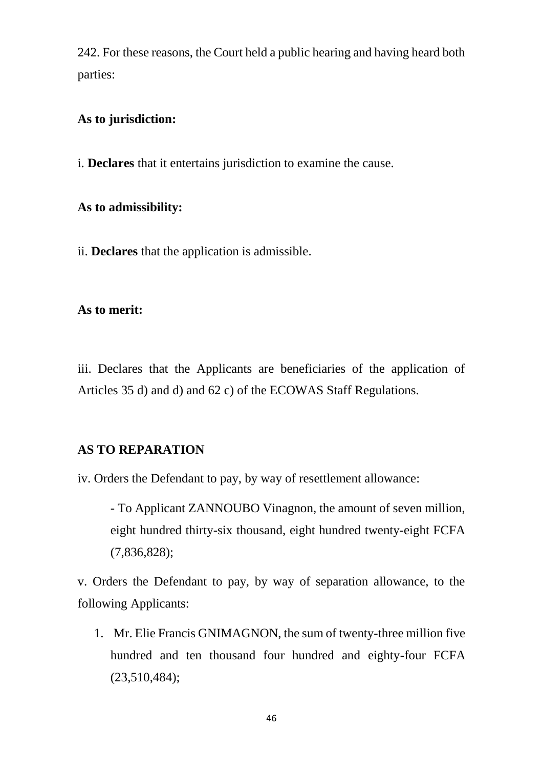242. For these reasons, the Court held a public hearing and having heard both parties:

**As to jurisdiction:**

i. **Declares** that it entertains jurisdiction to examine the cause.

**As to admissibility:**

ii. **Declares** that the application is admissible.

**As to merit:**

iii. Declares that the Applicants are beneficiaries of the application of Articles 35 d) and d) and 62 c) of the ECOWAS Staff Regulations.

**AS TO REPARATION**

iv. Orders the Defendant to pay, by way of resettlement allowance:

- To Applicant ZANNOUBO Vinagnon, the amount of seven million, eight hundred thirty-six thousand, eight hundred twenty-eight FCFA (7,836,828);

v. Orders the Defendant to pay, by way of separation allowance, to the following Applicants:

1. Mr. Elie Francis GNIMAGNON, the sum of twenty-three million five hundred and ten thousand four hundred and eighty-four FCFA (23,510,484);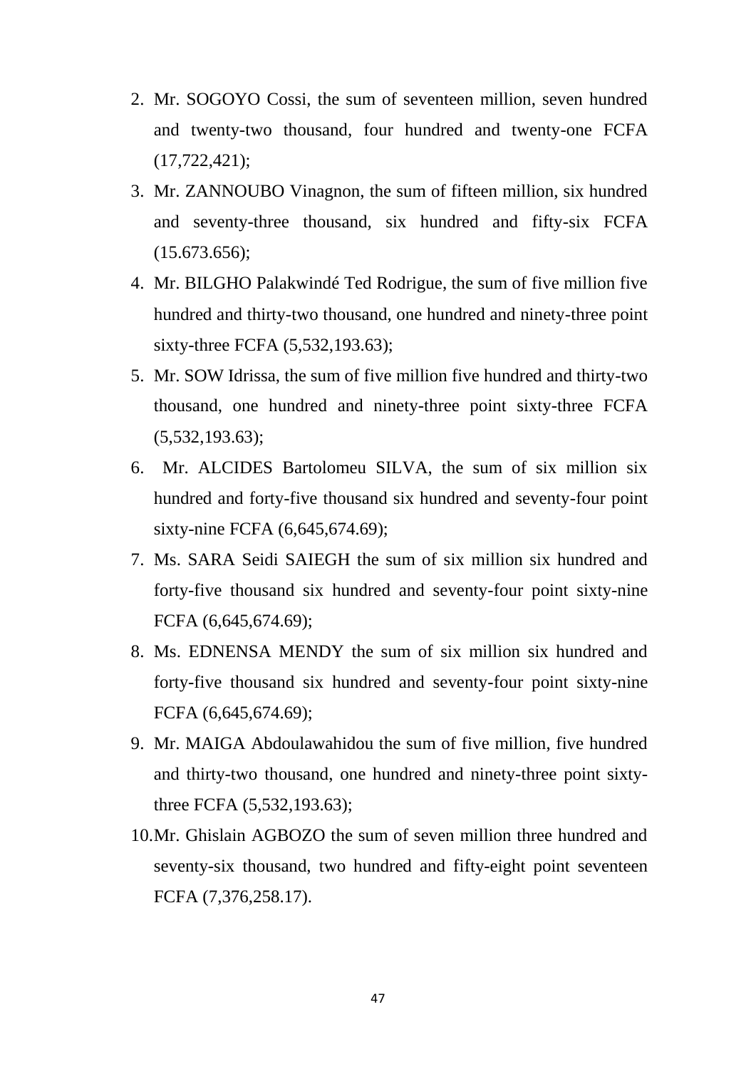2. Mr. SOGOYO Cossi, the sum of seventeen million, seven hundred and twenty-two thousand, four hundred and twenty-one FCFA (17,722,421);
3. Mr. ZANNOUBO Vinagnon, the sum of fifteen million, six hundred and seventy-three thousand, six hundred and fifty-six FCFA (15.673.656);
4. Mr. BILGHO Palakwindé Ted Rodrigue, the sum of five million five hundred and thirty-two thousand, one hundred and ninety-three point sixty-three FCFA (5,532,193.63);
5. Mr. SOW Idrissa, the sum of five million five hundred and thirty-two thousand, one hundred and ninety-three point sixty-three FCFA (5,532,193.63);
6. Mr. ALCIDES Bartolomeu SILVA, the sum of six million six hundred and forty-five thousand six hundred and seventy-four point sixty-nine FCFA (6,645,674.69);
7. Ms. SARA Seidi SAIEGH the sum of six million six hundred and forty-five thousand six hundred and seventy-four point sixty-nine FCFA (6,645,674.69);
8. Ms. EDNENSA MENDY the sum of six million six hundred and forty-five thousand six hundred and seventy-four point sixty-nine FCFA (6,645,674.69);
9. Mr. MAIGA Abdoulawahidou the sum of five million, five hundred and thirty-two thousand, one hundred and ninety-three point sixty-three FCFA (5,532,193.63);
10. Mr. Ghislain AGBOZO the sum of seven million three hundred and seventy-six thousand, two hundred and fifty-eight point seventeen FCFA (7,376,258.17).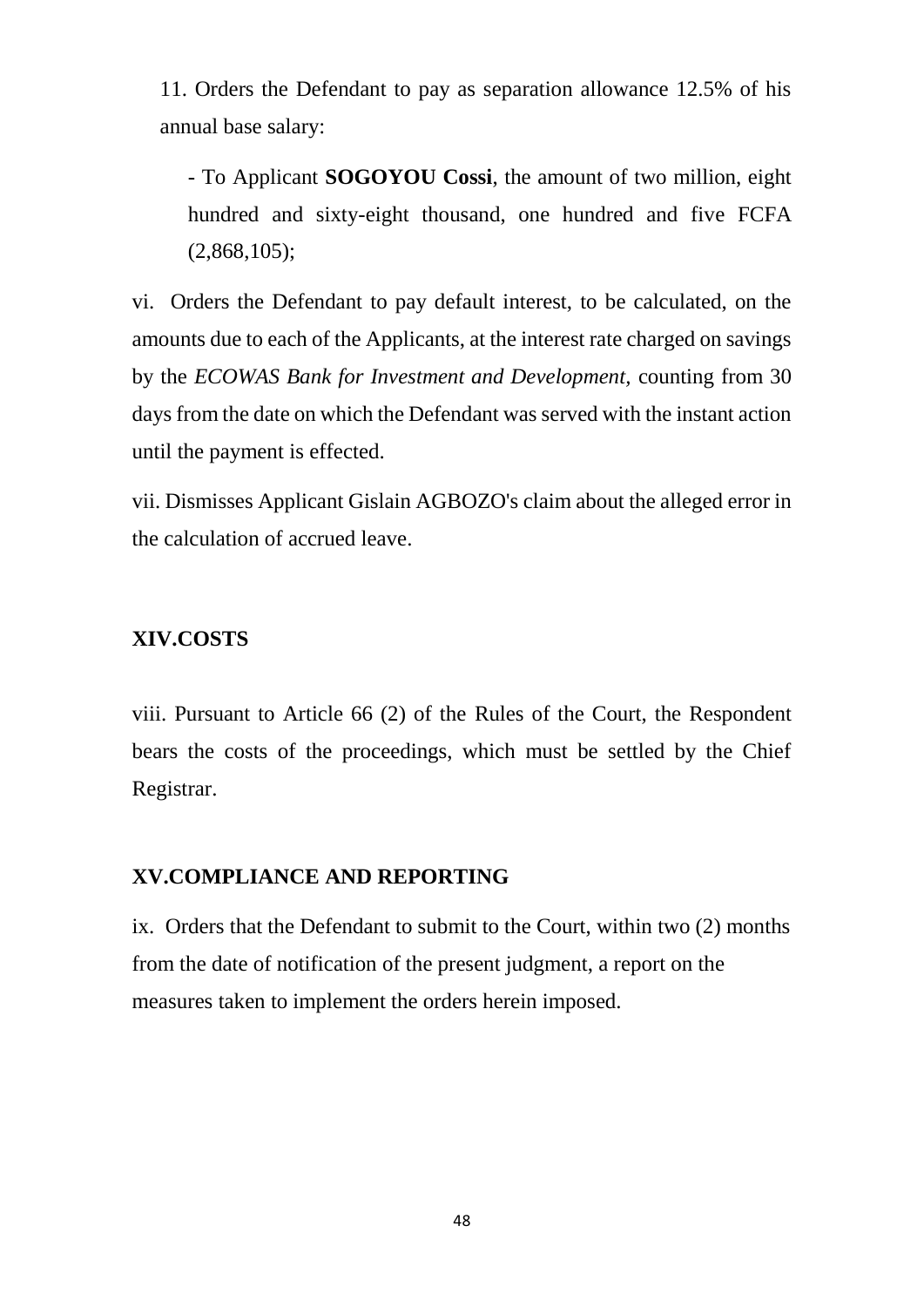11. Orders the Defendant to pay as separation allowance 12.5% of his annual base salary:

- To Applicant **SOGOYOU Cossi**, the amount of two million, eight hundred and sixty-eight thousand, one hundred and five FCFA (2,868,105);

vi. Orders the Defendant to pay default interest, to be calculated, on the amounts due to each of the Applicants, at the interest rate charged on savings by the *ECOWAS Bank for Investment and Development,* counting from 30 days from the date on which the Defendant was served with the instant action until the payment is effected.

vii. Dismisses Applicant Gislain AGBOZO's claim about the alleged error in the calculation of accrued leave.

## XIV.COSTS

viii. Pursuant to Article 66 (2) of the Rules of the Court, the Respondent bears the costs of the proceedings, which must be settled by the Chief Registrar.

## XV.COMPLIANCE AND REPORTING

ix. Orders that the Defendant to submit to the Court, within two (2) months from the date of notification of the present judgment, a report on the measures taken to implement the orders herein imposed.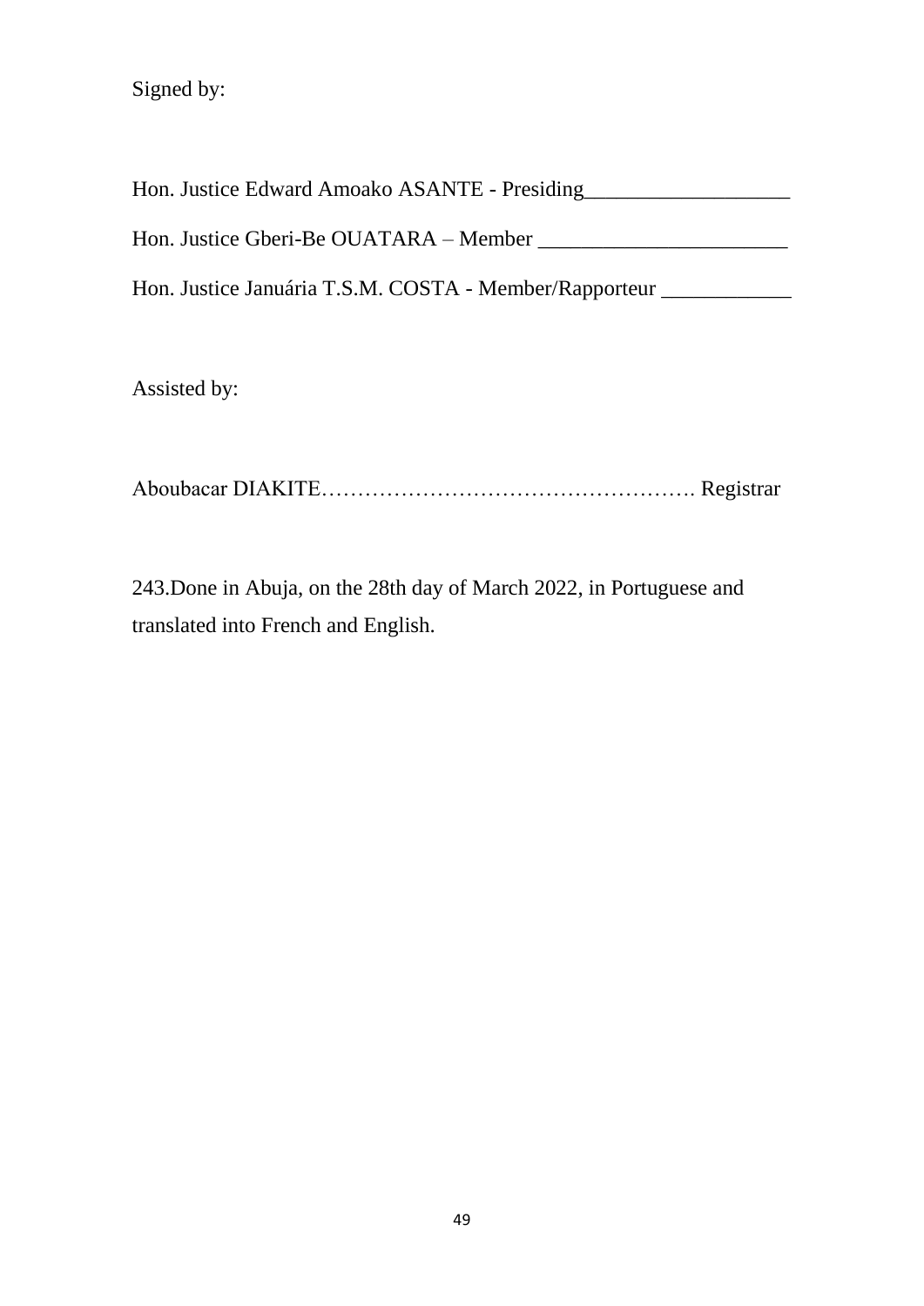Signed by:

Hon. Justice Edward Amoako ASANTE - Presiding___________________

Hon. Justice Gberi-Be OUATARA – Member _______________________

Hon. Justice Januária T.S.M. COSTA - Member/Rapporteur ____________

Assisted by:

Aboubacar DIAKITE……………………………………………. Registrar

243.Done in Abuja, on the 28th day of March 2022, in Portuguese and translated into French and English.